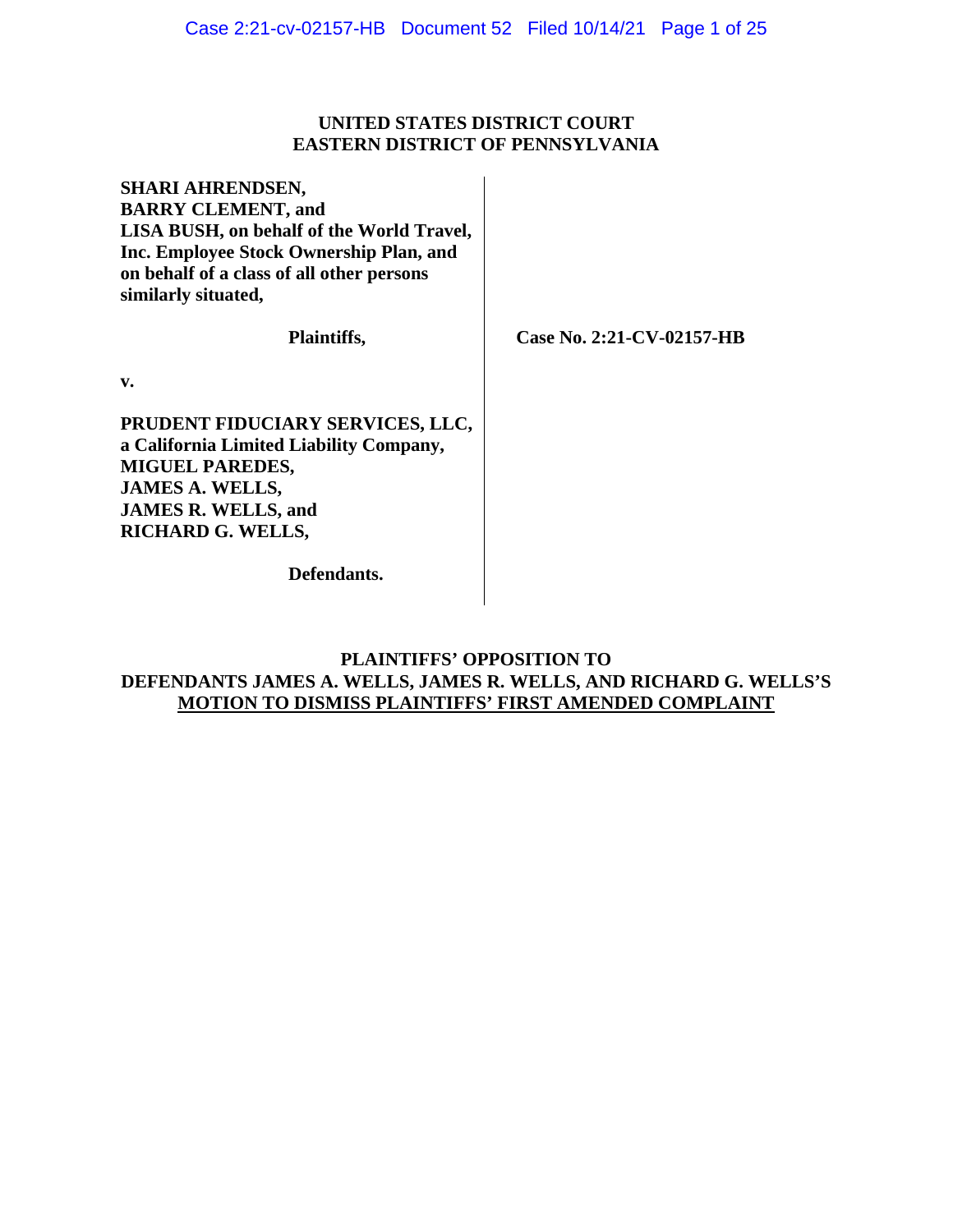**UNITED STATES DISTRICT COURT**
**EASTERN DISTRICT OF PENNSYLVANIA**

| | |
|---|---|
| **SHARI AHRENDSEN,**<br>**BARRY CLEMENT, and**<br>**LISA BUSH, on behalf of the World Travel, Inc. Employee Stock Ownership Plan, and on behalf of a class of all other persons similarly situated,**<br><br>**Plaintiffs,**<br><br>**v.**<br><br>**PRUDENT FIDUCIARY SERVICES, LLC, a California Limited Liability Company,**<br>**MIGUEL PAREDES,**<br>**JAMES A. WELLS,**<br>**JAMES R. WELLS, and**<br>**RICHARD G. WELLS,**<br><br>**Defendants.** | **Case No. 2:21-CV-02157-HB** |

**PLAINTIFFS' OPPOSITION TO**
**DEFENDANTS JAMES A. WELLS, JAMES R. WELLS, AND RICHARD G. WELLS'S**
**MOTION TO DISMISS PLAINTIFFS' FIRST AMENDED COMPLAINT**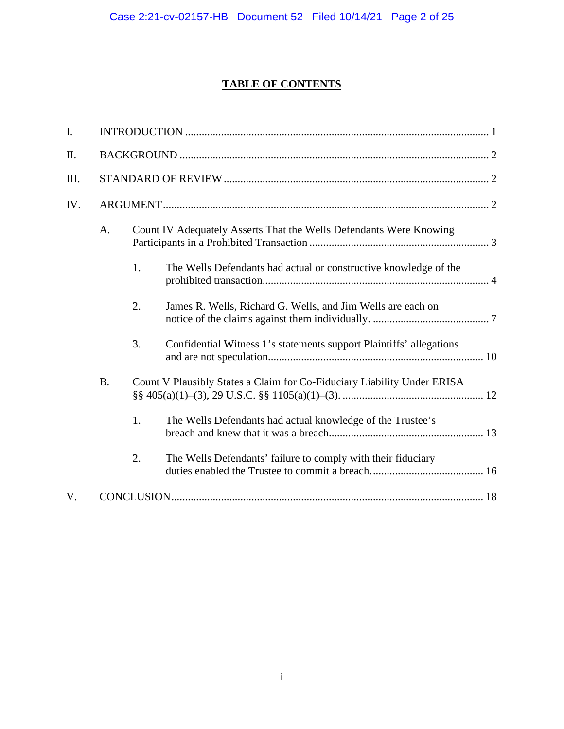# TABLE OF CONTENTS

I. INTRODUCTION ..... 1

II. BACKGROUND ..... 2

III. STANDARD OF REVIEW ..... 2

IV. ARGUMENT ..... 2

- A. Count IV Adequately Asserts That the Wells Defendants Were Knowing Participants in a Prohibited Transaction ..... 3
  - 1. The Wells Defendants had actual or constructive knowledge of the prohibited transaction ..... 4
  - 2. James R. Wells, Richard G. Wells, and Jim Wells are each on notice of the claims against them individually. ..... 7
  - 3. Confidential Witness 1's statements support Plaintiffs' allegations and are not speculation ..... 10
- B. Count V Plausibly States a Claim for Co-Fiduciary Liability Under ERISA §§ 405(a)(1)–(3), 29 U.S.C. §§ 1105(a)(1)–(3). ..... 12
  - 1. The Wells Defendants had actual knowledge of the Trustee's breach and knew that it was a breach ..... 13
  - 2. The Wells Defendants' failure to comply with their fiduciary duties enabled the Trustee to commit a breach. ..... 16

V. CONCLUSION ..... 18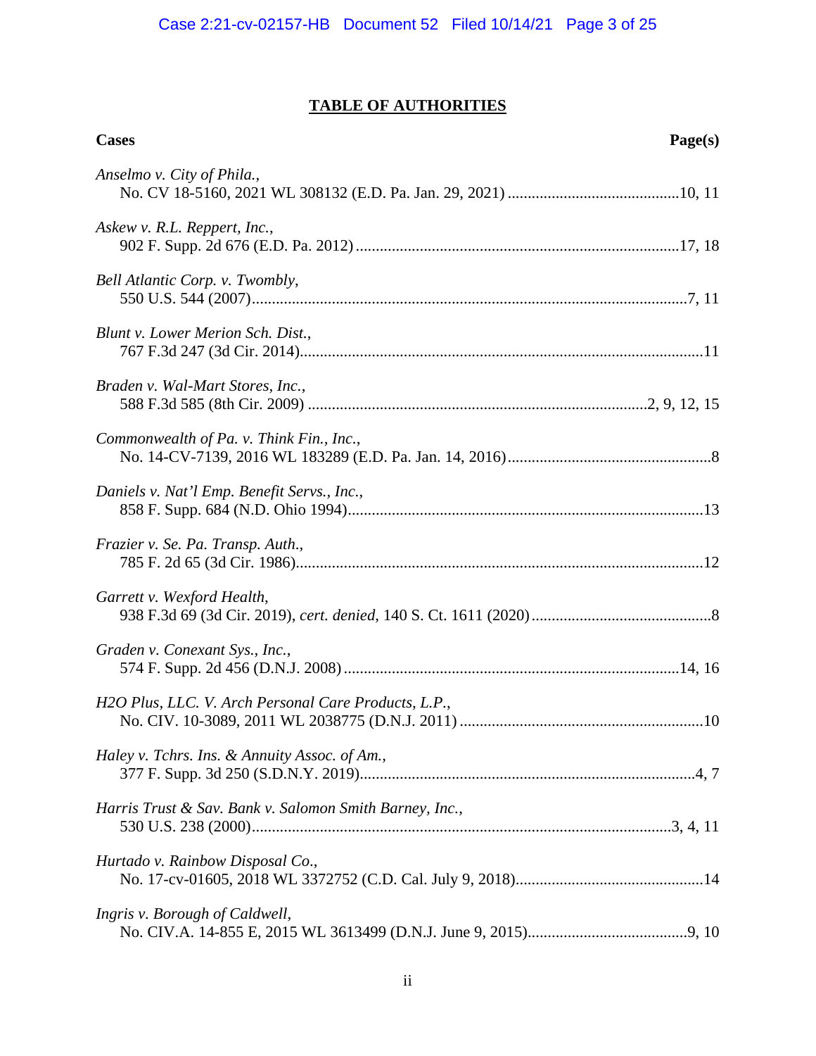## TABLE OF AUTHORITIES

| Cases | Page(s) |
|---|---|
| *Anselmo v. City of Phila.*, No. CV 18-5160, 2021 WL 308132 (E.D. Pa. Jan. 29, 2021) | 10, 11 |
| *Askew v. R.L. Reppert, Inc.*, 902 F. Supp. 2d 676 (E.D. Pa. 2012) | 17, 18 |
| *Bell Atlantic Corp. v. Twombly*, 550 U.S. 544 (2007) | 7, 11 |
| *Blunt v. Lower Merion Sch. Dist.*, 767 F.3d 247 (3d Cir. 2014) | 11 |
| *Braden v. Wal-Mart Stores, Inc.*, 588 F.3d 585 (8th Cir. 2009) | 2, 9, 12, 15 |
| *Commonwealth of Pa. v. Think Fin., Inc.*, No. 14-CV-7139, 2016 WL 183289 (E.D. Pa. Jan. 14, 2016) | 8 |
| *Daniels v. Nat'l Emp. Benefit Servs., Inc.*, 858 F. Supp. 684 (N.D. Ohio 1994) | 13 |
| *Frazier v. Se. Pa. Transp. Auth.*, 785 F. 2d 65 (3d Cir. 1986) | 12 |
| *Garrett v. Wexford Health*, 938 F.3d 69 (3d Cir. 2019), *cert. denied*, 140 S. Ct. 1611 (2020) | 8 |
| *Graden v. Conexant Sys., Inc.*, 574 F. Supp. 2d 456 (D.N.J. 2008) | 14, 16 |
| *H2O Plus, LLC. V. Arch Personal Care Products, L.P.*, No. CIV. 10-3089, 2011 WL 2038775 (D.N.J. 2011) | 10 |
| *Haley v. Tchrs. Ins. & Annuity Assoc. of Am.*, 377 F. Supp. 3d 250 (S.D.N.Y. 2019) | 4, 7 |
| *Harris Trust & Sav. Bank v. Salomon Smith Barney, Inc.*, 530 U.S. 238 (2000) | 3, 4, 11 |
| *Hurtado v. Rainbow Disposal Co.*, No. 17-cv-01605, 2018 WL 3372752 (C.D. Cal. July 9, 2018) | 14 |
| *Ingris v. Borough of Caldwell*, No. CIV.A. 14-855 E, 2015 WL 3613499 (D.N.J. June 9, 2015) | 9, 10 |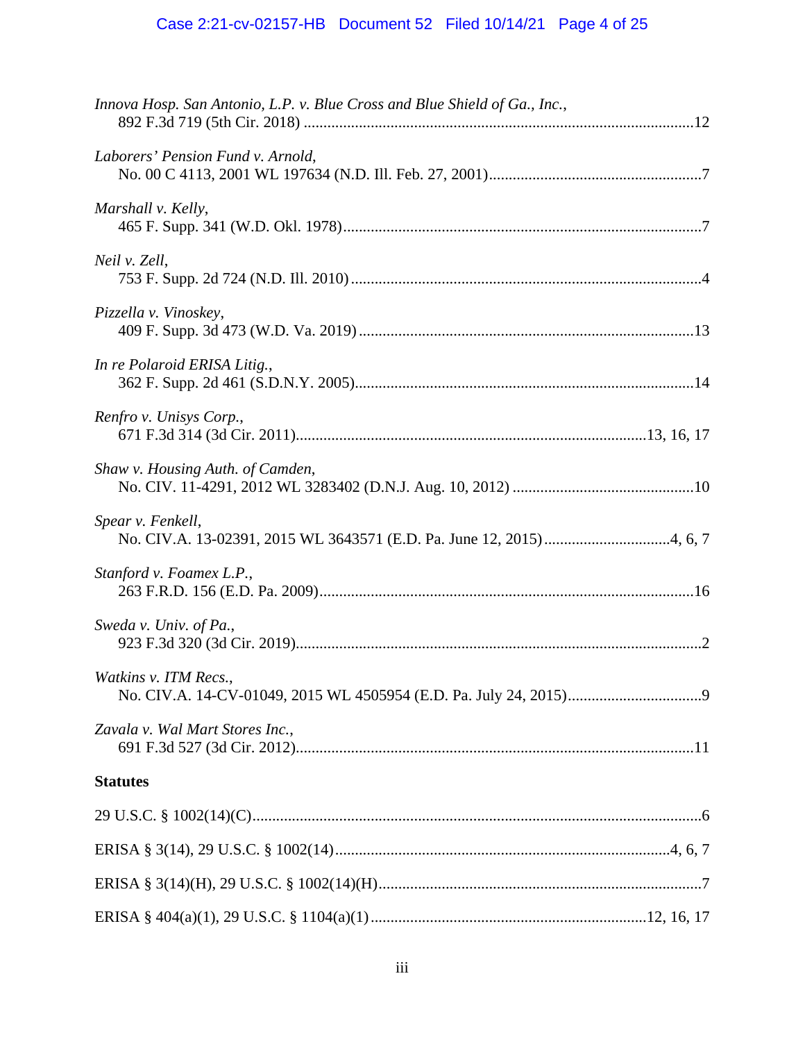*Innova Hosp. San Antonio, L.P. v. Blue Cross and Blue Shield of Ga., Inc.*,
892 F.3d 719 (5th Cir. 2018) ....................................................................................................12

*Laborers' Pension Fund v. Arnold*,
No. 00 C 4113, 2001 WL 197634 (N.D. Ill. Feb. 27, 2001).......................................................7

*Marshall v. Kelly*,
465 F. Supp. 341 (W.D. Okl. 1978)...........................................................................................7

*Neil v. Zell*,
753 F. Supp. 2d 724 (N.D. Ill. 2010).........................................................................................4

*Pizzella v. Vinoskey*,
409 F. Supp. 3d 473 (W.D. Va. 2019).....................................................................................13

*In re Polaroid ERISA Litig.*,
362 F. Supp. 2d 461 (S.D.N.Y. 2005)......................................................................................14

*Renfro v. Unisys Corp.*,
671 F.3d 314 (3d Cir. 2011)........................................................................................13, 16, 17

*Shaw v. Housing Auth. of Camden*,
No. CIV. 11-4291, 2012 WL 3283402 (D.N.J. Aug. 10, 2012) ..............................................10

*Spear v. Fenkell*,
No. CIV.A. 13-02391, 2015 WL 3643571 (E.D. Pa. June 12, 2015)................................4, 6, 7

*Stanford v. Foamex L.P.*,
263 F.R.D. 156 (E.D. Pa. 2009)...............................................................................................16

*Sweda v. Univ. of Pa.*,
923 F.3d 320 (3d Cir. 2019).......................................................................................................2

*Watkins v. ITM Recs.*,
No. CIV.A. 14-CV-01049, 2015 WL 4505954 (E.D. Pa. July 24, 2015)..................................9

*Zavala v. Wal Mart Stores Inc.*,
691 F.3d 527 (3d Cir. 2012).....................................................................................................11

**Statutes**

29 U.S.C. § 1002(14)(C)..................................................................................................................6

ERISA § 3(14), 29 U.S.C. § 1002(14).....................................................................................4, 6, 7

ERISA § 3(14)(H), 29 U.S.C. § 1002(14)(H)..................................................................................7

ERISA § 404(a)(1), 29 U.S.C. § 1104(a)(1).....................................................................12, 16, 17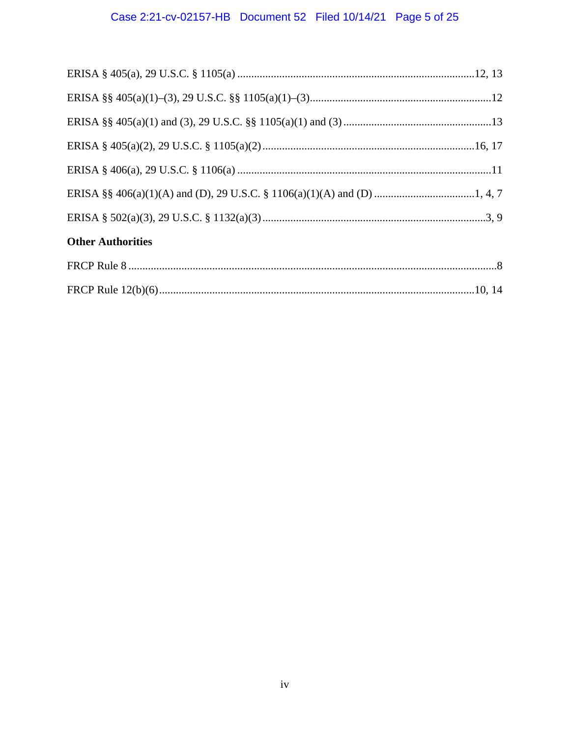ERISA § 405(a), 29 U.S.C. § 1105(a) ....................................................................................12, 13

ERISA §§ 405(a)(1)–(3), 29 U.S.C. §§ 1105(a)(1)–(3)................................................................12

ERISA §§ 405(a)(1) and (3), 29 U.S.C. §§ 1105(a)(1) and (3) ....................................................13

ERISA § 405(a)(2), 29 U.S.C. § 1105(a)(2) ...........................................................................16, 17

ERISA § 406(a), 29 U.S.C. § 1106(a) ..........................................................................................11

ERISA §§ 406(a)(1)(A) and (D), 29 U.S.C. § 1106(a)(1)(A) and (D) ....................................1, 4, 7

ERISA § 502(a)(3), 29 U.S.C. § 1132(a)(3) ................................................................................3, 9

**Other Authorities**

FRCP Rule 8 ....................................................................................................................................8

FRCP Rule 12(b)(6) ................................................................................................................10, 14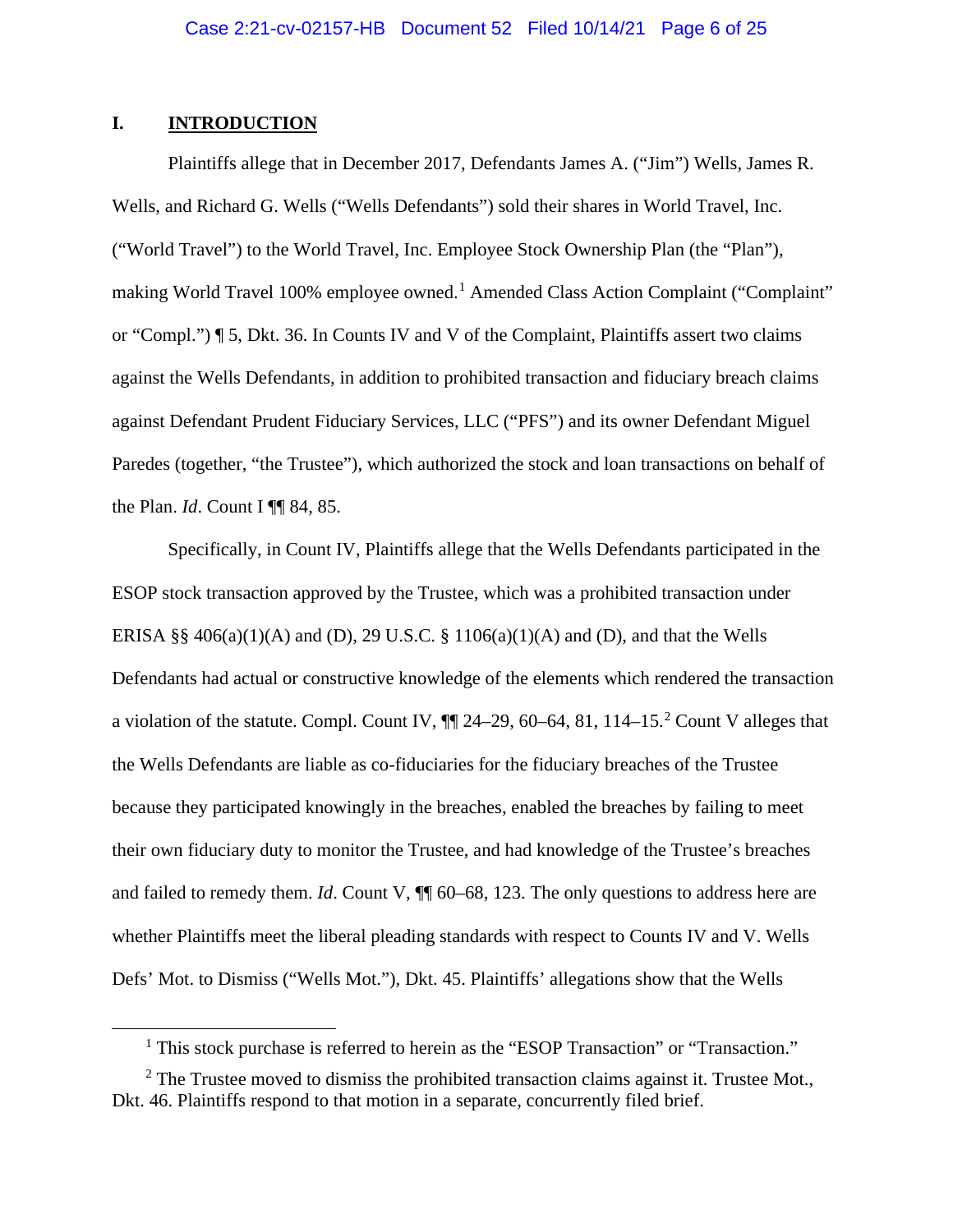## I. INTRODUCTION

Plaintiffs allege that in December 2017, Defendants James A. ("Jim") Wells, James R. Wells, and Richard G. Wells ("Wells Defendants") sold their shares in World Travel, Inc. ("World Travel") to the World Travel, Inc. Employee Stock Ownership Plan (the "Plan"), making World Travel 100% employee owned.[1] Amended Class Action Complaint ("Complaint" or "Compl.") ¶ 5, Dkt. 36. In Counts IV and V of the Complaint, Plaintiffs assert two claims against the Wells Defendants, in addition to prohibited transaction and fiduciary breach claims against Defendant Prudent Fiduciary Services, LLC ("PFS") and its owner Defendant Miguel Paredes (together, "the Trustee"), which authorized the stock and loan transactions on behalf of the Plan. *Id*. Count I ¶¶ 84, 85.

Specifically, in Count IV, Plaintiffs allege that the Wells Defendants participated in the ESOP stock transaction approved by the Trustee, which was a prohibited transaction under ERISA §§ 406(a)(1)(A) and (D), 29 U.S.C. § 1106(a)(1)(A) and (D), and that the Wells Defendants had actual or constructive knowledge of the elements which rendered the transaction a violation of the statute. Compl. Count IV, ¶¶ 24–29, 60–64, 81, 114–15.[2] Count V alleges that the Wells Defendants are liable as co-fiduciaries for the fiduciary breaches of the Trustee because they participated knowingly in the breaches, enabled the breaches by failing to meet their own fiduciary duty to monitor the Trustee, and had knowledge of the Trustee's breaches and failed to remedy them. *Id*. Count V, ¶¶ 60–68, 123. The only questions to address here are whether Plaintiffs meet the liberal pleading standards with respect to Counts IV and V. Wells Defs' Mot. to Dismiss ("Wells Mot."), Dkt. 45. Plaintiffs' allegations show that the Wells

---

[1] This stock purchase is referred to herein as the "ESOP Transaction" or "Transaction."

[2] The Trustee moved to dismiss the prohibited transaction claims against it. Trustee Mot., Dkt. 46. Plaintiffs respond to that motion in a separate, concurrently filed brief.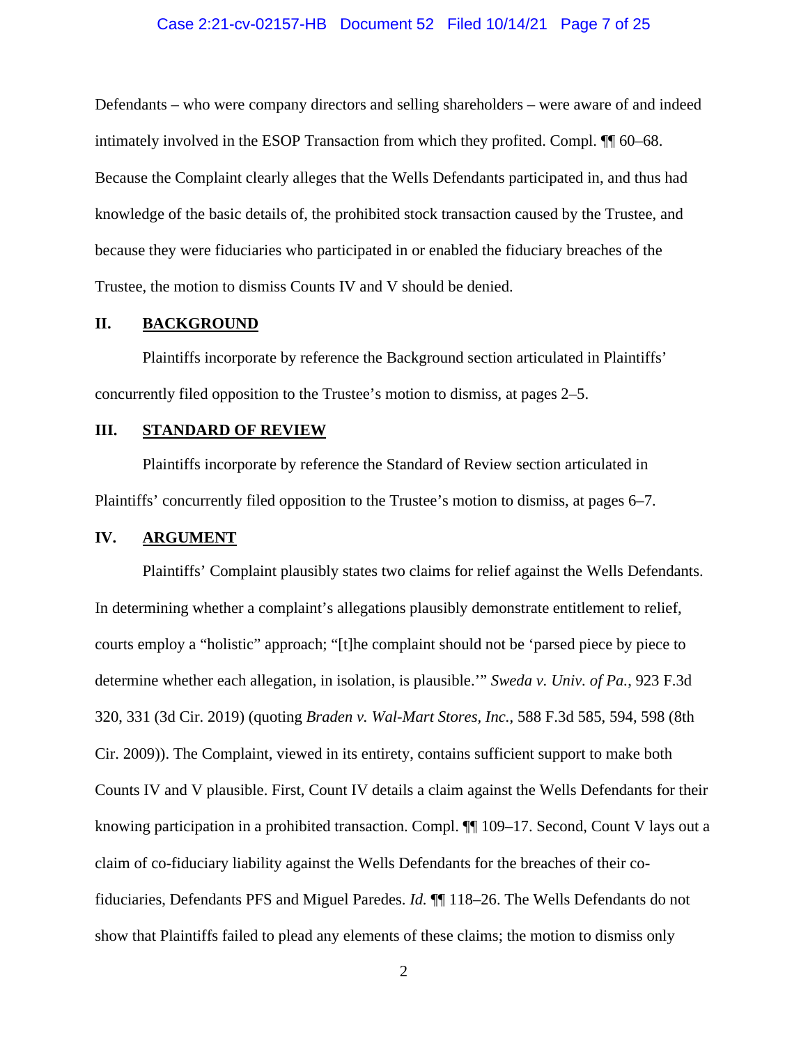Defendants – who were company directors and selling shareholders – were aware of and indeed intimately involved in the ESOP Transaction from which they profited. Compl. ¶¶ 60–68. Because the Complaint clearly alleges that the Wells Defendants participated in, and thus had knowledge of the basic details of, the prohibited stock transaction caused by the Trustee, and because they were fiduciaries who participated in or enabled the fiduciary breaches of the Trustee, the motion to dismiss Counts IV and V should be denied.

## II. BACKGROUND

Plaintiffs incorporate by reference the Background section articulated in Plaintiffs' concurrently filed opposition to the Trustee's motion to dismiss, at pages 2–5.

## III. STANDARD OF REVIEW

Plaintiffs incorporate by reference the Standard of Review section articulated in Plaintiffs' concurrently filed opposition to the Trustee's motion to dismiss, at pages 6–7.

## IV. ARGUMENT

Plaintiffs' Complaint plausibly states two claims for relief against the Wells Defendants. In determining whether a complaint's allegations plausibly demonstrate entitlement to relief, courts employ a "holistic" approach; "[t]he complaint should not be 'parsed piece by piece to determine whether each allegation, in isolation, is plausible.'" *Sweda v. Univ. of Pa.*, 923 F.3d 320, 331 (3d Cir. 2019) (quoting *Braden v. Wal-Mart Stores, Inc.*, 588 F.3d 585, 594, 598 (8th Cir. 2009)). The Complaint, viewed in its entirety, contains sufficient support to make both Counts IV and V plausible. First, Count IV details a claim against the Wells Defendants for their knowing participation in a prohibited transaction. Compl. ¶¶ 109–17. Second, Count V lays out a claim of co-fiduciary liability against the Wells Defendants for the breaches of their co-fiduciaries, Defendants PFS and Miguel Paredes. *Id.* ¶¶ 118–26. The Wells Defendants do not show that Plaintiffs failed to plead any elements of these claims; the motion to dismiss only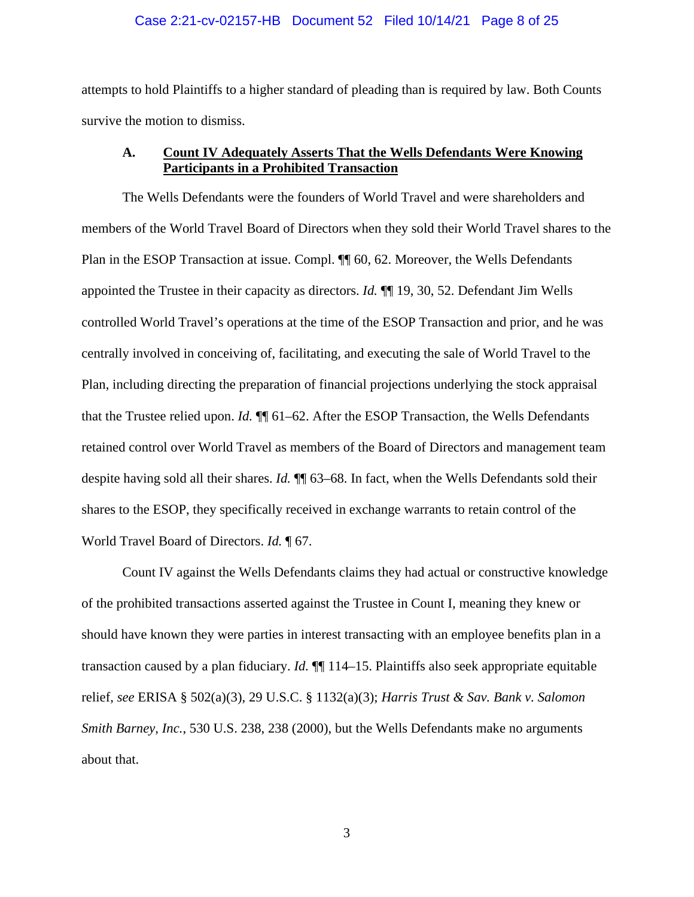attempts to hold Plaintiffs to a higher standard of pleading than is required by law. Both Counts survive the motion to dismiss.

### A. <u>Count IV Adequately Asserts That the Wells Defendants Were Knowing Participants in a Prohibited Transaction</u>

The Wells Defendants were the founders of World Travel and were shareholders and members of the World Travel Board of Directors when they sold their World Travel shares to the Plan in the ESOP Transaction at issue. Compl. ¶¶ 60, 62. Moreover, the Wells Defendants appointed the Trustee in their capacity as directors. *Id.* ¶¶ 19, 30, 52. Defendant Jim Wells controlled World Travel's operations at the time of the ESOP Transaction and prior, and he was centrally involved in conceiving of, facilitating, and executing the sale of World Travel to the Plan, including directing the preparation of financial projections underlying the stock appraisal that the Trustee relied upon. *Id.* ¶¶ 61–62. After the ESOP Transaction, the Wells Defendants retained control over World Travel as members of the Board of Directors and management team despite having sold all their shares. *Id.* ¶¶ 63–68. In fact, when the Wells Defendants sold their shares to the ESOP, they specifically received in exchange warrants to retain control of the World Travel Board of Directors. *Id.* ¶ 67.

Count IV against the Wells Defendants claims they had actual or constructive knowledge of the prohibited transactions asserted against the Trustee in Count I, meaning they knew or should have known they were parties in interest transacting with an employee benefits plan in a transaction caused by a plan fiduciary. *Id.* ¶¶ 114–15. Plaintiffs also seek appropriate equitable relief, *see* ERISA § 502(a)(3), 29 U.S.C. § 1132(a)(3); *Harris Trust & Sav. Bank v. Salomon Smith Barney, Inc.*, 530 U.S. 238, 238 (2000), but the Wells Defendants make no arguments about that.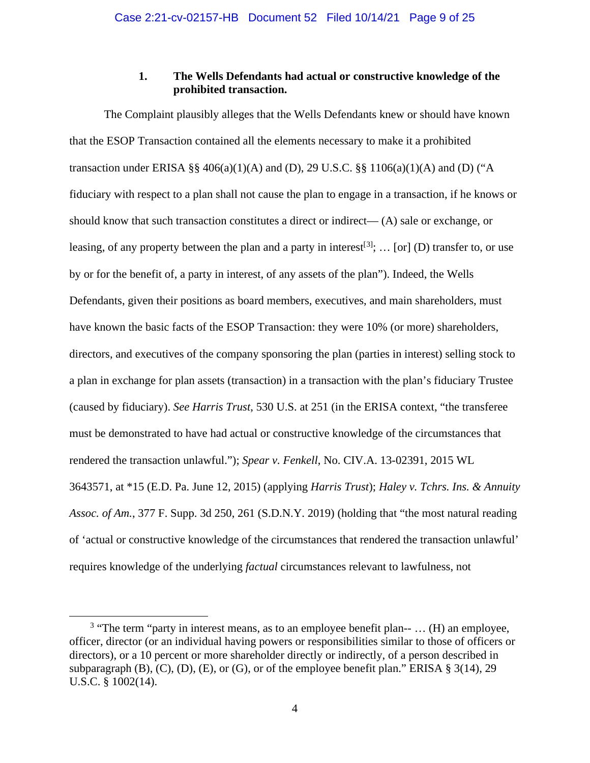### 1. The Wells Defendants had actual or constructive knowledge of the prohibited transaction.

The Complaint plausibly alleges that the Wells Defendants knew or should have known that the ESOP Transaction contained all the elements necessary to make it a prohibited transaction under ERISA §§ 406(a)(1)(A) and (D), 29 U.S.C. §§ 1106(a)(1)(A) and (D) ("A fiduciary with respect to a plan shall not cause the plan to engage in a transaction, if he knows or should know that such transaction constitutes a direct or indirect— (A) sale or exchange, or leasing, of any property between the plan and a party in interest[3]; … [or] (D) transfer to, or use by or for the benefit of, a party in interest, of any assets of the plan"). Indeed, the Wells Defendants, given their positions as board members, executives, and main shareholders, must have known the basic facts of the ESOP Transaction: they were 10% (or more) shareholders, directors, and executives of the company sponsoring the plan (parties in interest) selling stock to a plan in exchange for plan assets (transaction) in a transaction with the plan's fiduciary Trustee (caused by fiduciary). *See Harris Trust*, 530 U.S. at 251 (in the ERISA context, "the transferee must be demonstrated to have had actual or constructive knowledge of the circumstances that rendered the transaction unlawful."); *Spear v. Fenkell*, No. CIV.A. 13-02391, 2015 WL 3643571, at *15 (E.D. Pa. June 12, 2015) (applying *Harris Trust*); *Haley v. Tchrs. Ins. & Annuity Assoc. of Am.*, 377 F. Supp. 3d 250, 261 (S.D.N.Y. 2019) (holding that "the most natural reading of 'actual or constructive knowledge of the circumstances that rendered the transaction unlawful' requires knowledge of the underlying *factual* circumstances relevant to lawfulness, not

---

[3] "The term "party in interest means, as to an employee benefit plan-- … (H) an employee, officer, director (or an individual having powers or responsibilities similar to those of officers or directors), or a 10 percent or more shareholder directly or indirectly, of a person described in subparagraph (B), (C), (D), (E), or (G), or of the employee benefit plan." ERISA § 3(14), 29 U.S.C. § 1002(14).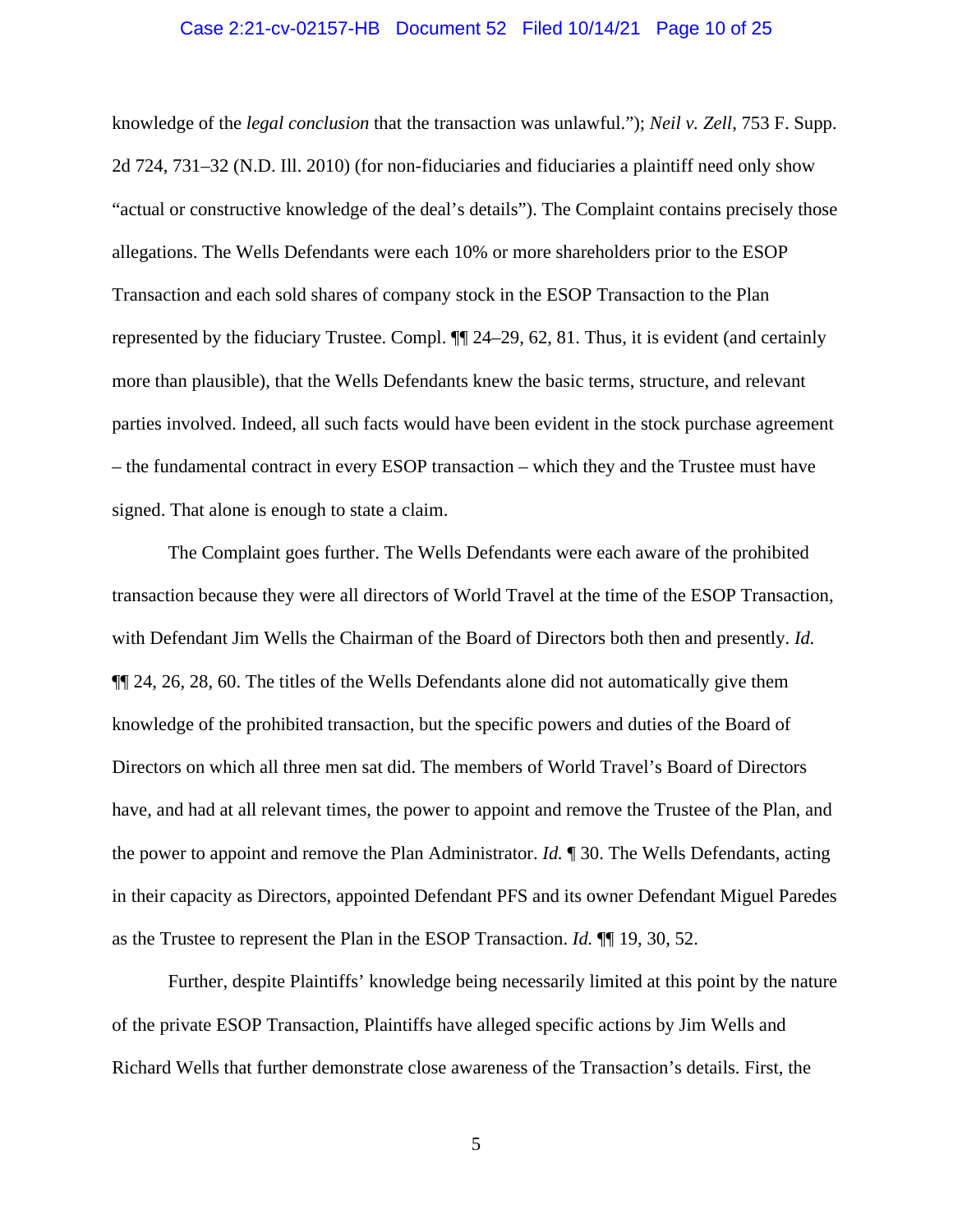knowledge of the *legal conclusion* that the transaction was unlawful."); *Neil v. Zell*, 753 F. Supp. 2d 724, 731–32 (N.D. Ill. 2010) (for non-fiduciaries and fiduciaries a plaintiff need only show "actual or constructive knowledge of the deal's details"). The Complaint contains precisely those allegations. The Wells Defendants were each 10% or more shareholders prior to the ESOP Transaction and each sold shares of company stock in the ESOP Transaction to the Plan represented by the fiduciary Trustee. Compl. ¶¶ 24–29, 62, 81. Thus, it is evident (and certainly more than plausible), that the Wells Defendants knew the basic terms, structure, and relevant parties involved. Indeed, all such facts would have been evident in the stock purchase agreement – the fundamental contract in every ESOP transaction – which they and the Trustee must have signed. That alone is enough to state a claim.

The Complaint goes further. The Wells Defendants were each aware of the prohibited transaction because they were all directors of World Travel at the time of the ESOP Transaction, with Defendant Jim Wells the Chairman of the Board of Directors both then and presently. *Id.* ¶¶ 24, 26, 28, 60. The titles of the Wells Defendants alone did not automatically give them knowledge of the prohibited transaction, but the specific powers and duties of the Board of Directors on which all three men sat did. The members of World Travel's Board of Directors have, and had at all relevant times, the power to appoint and remove the Trustee of the Plan, and the power to appoint and remove the Plan Administrator. *Id.* ¶ 30. The Wells Defendants, acting in their capacity as Directors, appointed Defendant PFS and its owner Defendant Miguel Paredes as the Trustee to represent the Plan in the ESOP Transaction. *Id.* ¶¶ 19, 30, 52.

Further, despite Plaintiffs' knowledge being necessarily limited at this point by the nature of the private ESOP Transaction, Plaintiffs have alleged specific actions by Jim Wells and Richard Wells that further demonstrate close awareness of the Transaction's details. First, the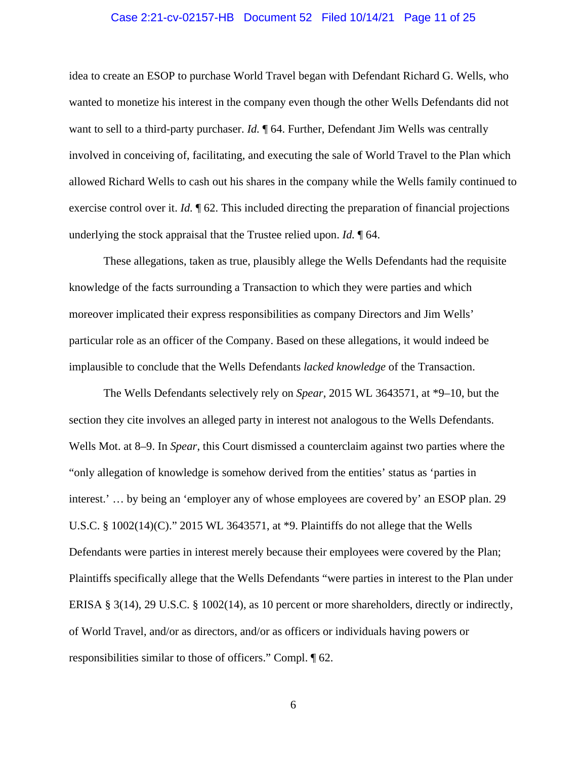idea to create an ESOP to purchase World Travel began with Defendant Richard G. Wells, who wanted to monetize his interest in the company even though the other Wells Defendants did not want to sell to a third-party purchaser. *Id.* ¶ 64. Further, Defendant Jim Wells was centrally involved in conceiving of, facilitating, and executing the sale of World Travel to the Plan which allowed Richard Wells to cash out his shares in the company while the Wells family continued to exercise control over it. *Id.* ¶ 62. This included directing the preparation of financial projections underlying the stock appraisal that the Trustee relied upon. *Id.* ¶ 64.

These allegations, taken as true, plausibly allege the Wells Defendants had the requisite knowledge of the facts surrounding a Transaction to which they were parties and which moreover implicated their express responsibilities as company Directors and Jim Wells' particular role as an officer of the Company. Based on these allegations, it would indeed be implausible to conclude that the Wells Defendants *lacked knowledge* of the Transaction.

The Wells Defendants selectively rely on *Spear*, 2015 WL 3643571, at *9–10, but the section they cite involves an alleged party in interest not analogous to the Wells Defendants. Wells Mot. at 8–9. In *Spear*, this Court dismissed a counterclaim against two parties where the "only allegation of knowledge is somehow derived from the entities' status as 'parties in interest.' … by being an 'employer any of whose employees are covered by' an ESOP plan. 29 U.S.C. § 1002(14)(C)." 2015 WL 3643571, at *9. Plaintiffs do not allege that the Wells Defendants were parties in interest merely because their employees were covered by the Plan; Plaintiffs specifically allege that the Wells Defendants "were parties in interest to the Plan under ERISA § 3(14), 29 U.S.C. § 1002(14), as 10 percent or more shareholders, directly or indirectly, of World Travel, and/or as directors, and/or as officers or individuals having powers or responsibilities similar to those of officers." Compl. ¶ 62.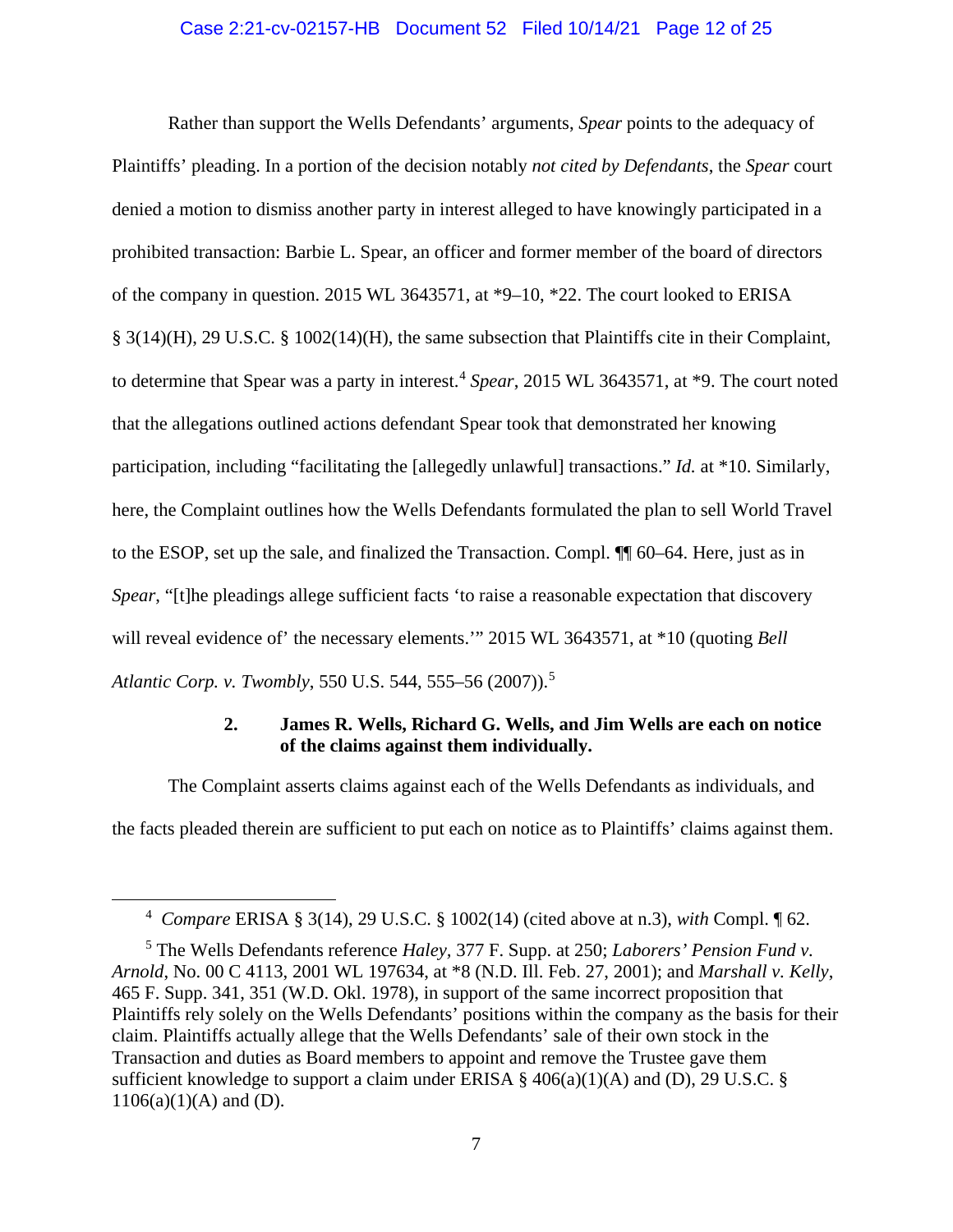Rather than support the Wells Defendants' arguments, *Spear* points to the adequacy of Plaintiffs' pleading. In a portion of the decision notably *not cited by Defendants*, the *Spear* court denied a motion to dismiss another party in interest alleged to have knowingly participated in a prohibited transaction: Barbie L. Spear, an officer and former member of the board of directors of the company in question. 2015 WL 3643571, at *9–10, *22. The court looked to ERISA § 3(14)(H), 29 U.S.C. § 1002(14)(H), the same subsection that Plaintiffs cite in their Complaint, to determine that Spear was a party in interest.[4] *Spear*, 2015 WL 3643571, at *9. The court noted that the allegations outlined actions defendant Spear took that demonstrated her knowing participation, including "facilitating the [allegedly unlawful] transactions." *Id.* at *10. Similarly, here, the Complaint outlines how the Wells Defendants formulated the plan to sell World Travel to the ESOP, set up the sale, and finalized the Transaction. Compl. ¶¶ 60–64. Here, just as in *Spear*, "[t]he pleadings allege sufficient facts 'to raise a reasonable expectation that discovery will reveal evidence of' the necessary elements.'" 2015 WL 3643571, at *10 (quoting *Bell Atlantic Corp. v. Twombly*, 550 U.S. 544, 555–56 (2007)).[5]

### 2. James R. Wells, Richard G. Wells, and Jim Wells are each on notice of the claims against them individually.

The Complaint asserts claims against each of the Wells Defendants as individuals, and the facts pleaded therein are sufficient to put each on notice as to Plaintiffs' claims against them.

---

[4] *Compare* ERISA § 3(14), 29 U.S.C. § 1002(14) (cited above at n.3), *with* Compl. ¶ 62.

[5] The Wells Defendants reference *Haley*, 377 F. Supp. at 250; *Laborers' Pension Fund v. Arnold*, No. 00 C 4113, 2001 WL 197634, at *8 (N.D. Ill. Feb. 27, 2001); and *Marshall v. Kelly*, 465 F. Supp. 341, 351 (W.D. Okl. 1978), in support of the same incorrect proposition that Plaintiffs rely solely on the Wells Defendants' positions within the company as the basis for their claim. Plaintiffs actually allege that the Wells Defendants' sale of their own stock in the Transaction and duties as Board members to appoint and remove the Trustee gave them sufficient knowledge to support a claim under ERISA § 406(a)(1)(A) and (D), 29 U.S.C. § 1106(a)(1)(A) and (D).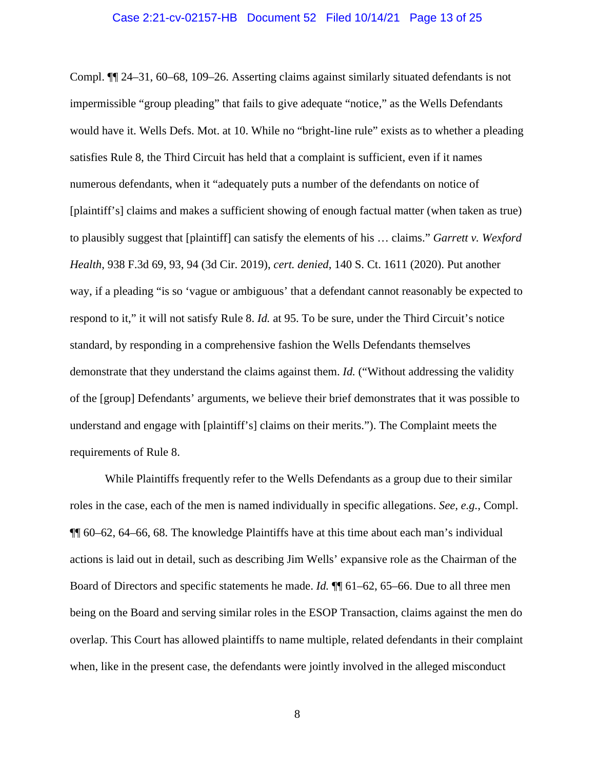Compl. ¶¶ 24–31, 60–68, 109–26. Asserting claims against similarly situated defendants is not impermissible "group pleading" that fails to give adequate "notice," as the Wells Defendants would have it. Wells Defs. Mot. at 10. While no "bright-line rule" exists as to whether a pleading satisfies Rule 8, the Third Circuit has held that a complaint is sufficient, even if it names numerous defendants, when it "adequately puts a number of the defendants on notice of [plaintiff's] claims and makes a sufficient showing of enough factual matter (when taken as true) to plausibly suggest that [plaintiff] can satisfy the elements of his … claims." *Garrett v. Wexford Health*, 938 F.3d 69, 93, 94 (3d Cir. 2019), *cert. denied*, 140 S. Ct. 1611 (2020). Put another way, if a pleading "is so 'vague or ambiguous' that a defendant cannot reasonably be expected to respond to it," it will not satisfy Rule 8. *Id.* at 95. To be sure, under the Third Circuit's notice standard, by responding in a comprehensive fashion the Wells Defendants themselves demonstrate that they understand the claims against them. *Id.* ("Without addressing the validity of the [group] Defendants' arguments, we believe their brief demonstrates that it was possible to understand and engage with [plaintiff's] claims on their merits."). The Complaint meets the requirements of Rule 8.

While Plaintiffs frequently refer to the Wells Defendants as a group due to their similar roles in the case, each of the men is named individually in specific allegations. *See, e.g.*, Compl. ¶¶ 60–62, 64–66, 68. The knowledge Plaintiffs have at this time about each man's individual actions is laid out in detail, such as describing Jim Wells' expansive role as the Chairman of the Board of Directors and specific statements he made. *Id.* ¶¶ 61–62, 65–66. Due to all three men being on the Board and serving similar roles in the ESOP Transaction, claims against the men do overlap. This Court has allowed plaintiffs to name multiple, related defendants in their complaint when, like in the present case, the defendants were jointly involved in the alleged misconduct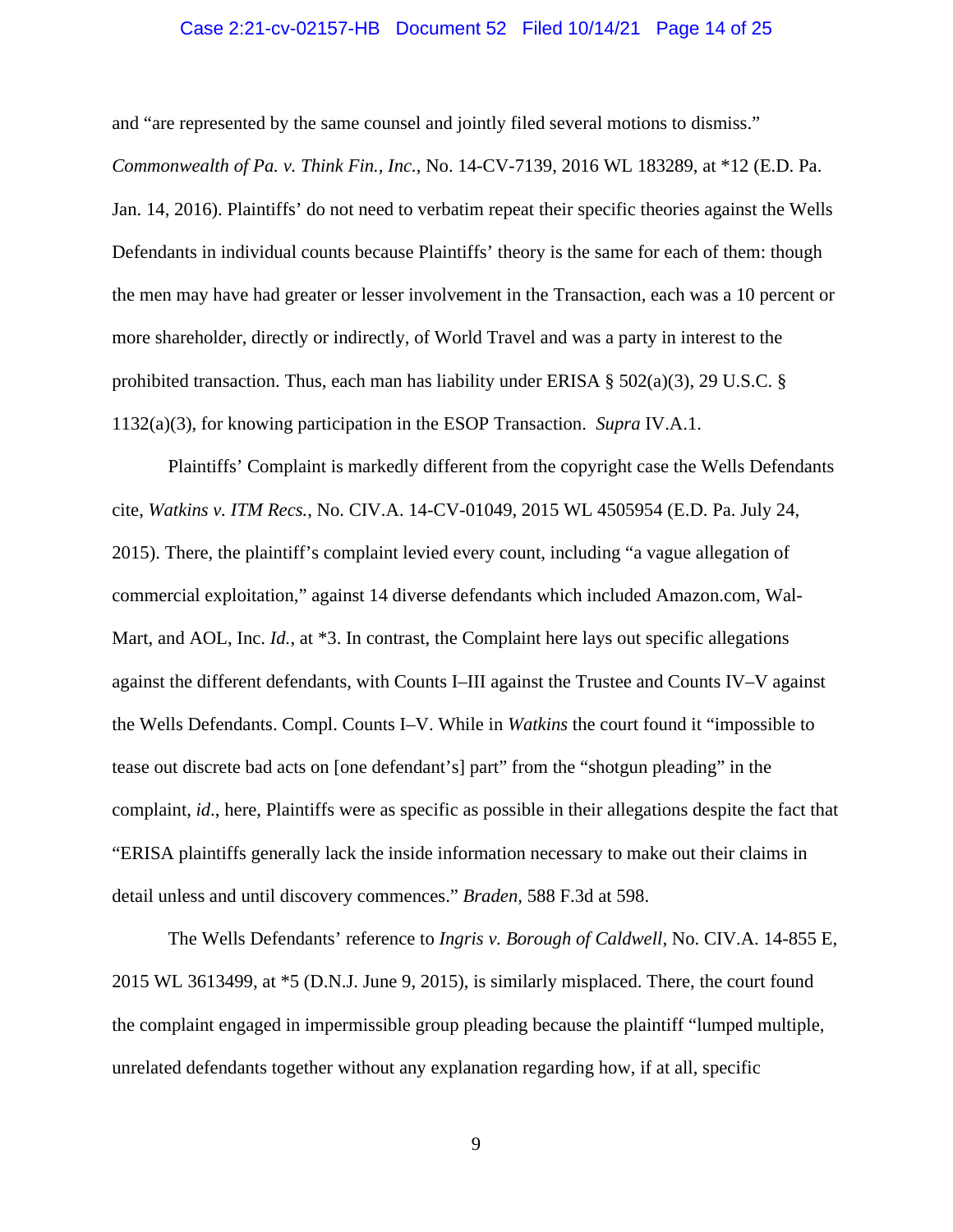and "are represented by the same counsel and jointly filed several motions to dismiss." *Commonwealth of Pa. v. Think Fin., Inc.*, No. 14-CV-7139, 2016 WL 183289, at *12 (E.D. Pa. Jan. 14, 2016). Plaintiffs' do not need to verbatim repeat their specific theories against the Wells Defendants in individual counts because Plaintiffs' theory is the same for each of them: though the men may have had greater or lesser involvement in the Transaction, each was a 10 percent or more shareholder, directly or indirectly, of World Travel and was a party in interest to the prohibited transaction. Thus, each man has liability under ERISA § 502(a)(3), 29 U.S.C. § 1132(a)(3), for knowing participation in the ESOP Transaction. *Supra* IV.A.1.

Plaintiffs' Complaint is markedly different from the copyright case the Wells Defendants cite, *Watkins v. ITM Recs.*, No. CIV.A. 14-CV-01049, 2015 WL 4505954 (E.D. Pa. July 24, 2015). There, the plaintiff's complaint levied every count, including "a vague allegation of commercial exploitation," against 14 diverse defendants which included Amazon.com, Wal-Mart, and AOL, Inc. *Id.*, at *3. In contrast, the Complaint here lays out specific allegations against the different defendants, with Counts I–III against the Trustee and Counts IV–V against the Wells Defendants. Compl. Counts I–V. While in *Watkins* the court found it "impossible to tease out discrete bad acts on [one defendant's] part" from the "shotgun pleading" in the complaint, *id*., here, Plaintiffs were as specific as possible in their allegations despite the fact that "ERISA plaintiffs generally lack the inside information necessary to make out their claims in detail unless and until discovery commences." *Braden,* 588 F.3d at 598.

The Wells Defendants' reference to *Ingris v. Borough of Caldwell*, No. CIV.A. 14-855 E, 2015 WL 3613499, at *5 (D.N.J. June 9, 2015), is similarly misplaced. There, the court found the complaint engaged in impermissible group pleading because the plaintiff "lumped multiple, unrelated defendants together without any explanation regarding how, if at all, specific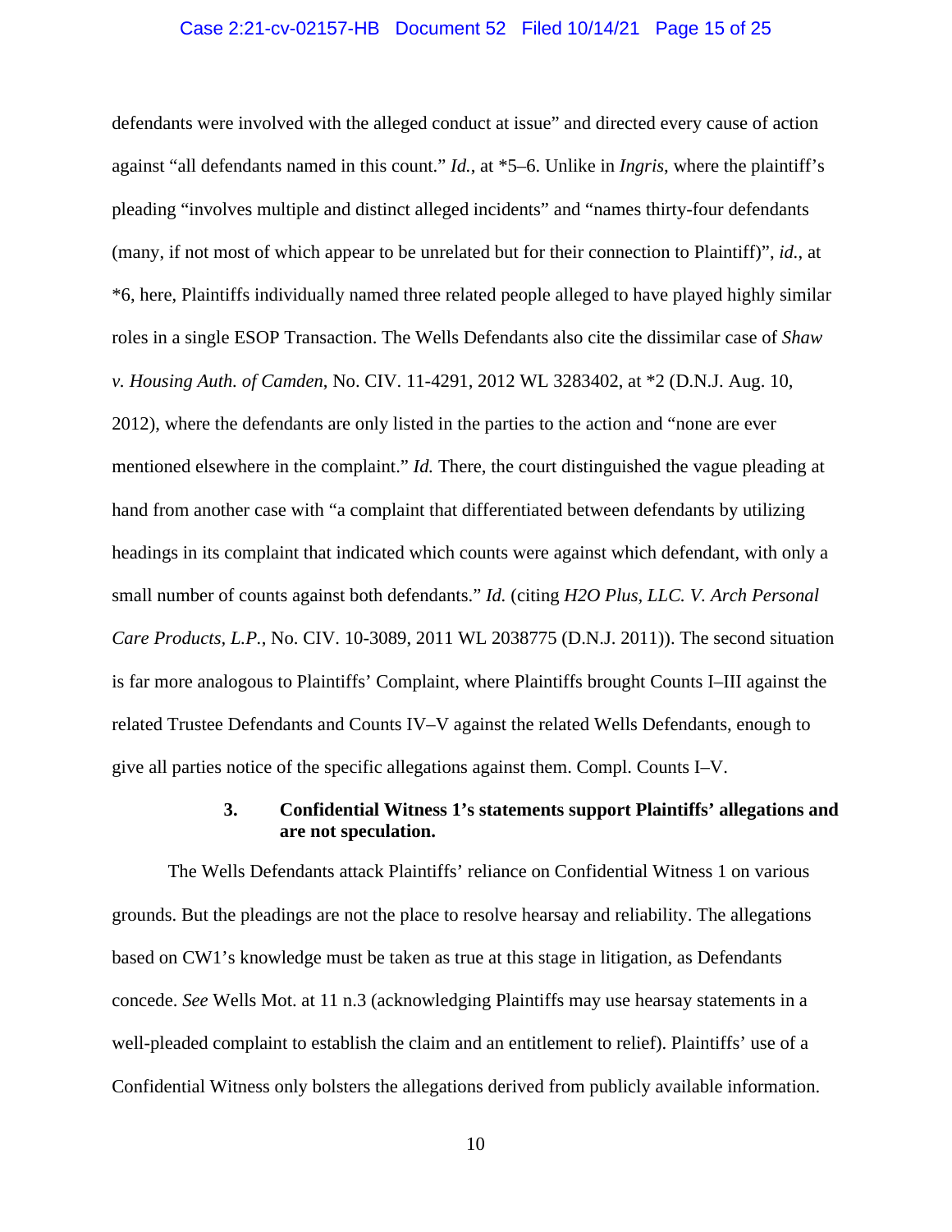defendants were involved with the alleged conduct at issue" and directed every cause of action against "all defendants named in this count." *Id.*, at *5–6. Unlike in *Ingris*, where the plaintiff's pleading "involves multiple and distinct alleged incidents" and "names thirty-four defendants (many, if not most of which appear to be unrelated but for their connection to Plaintiff)", *id.*, at *6, here, Plaintiffs individually named three related people alleged to have played highly similar roles in a single ESOP Transaction. The Wells Defendants also cite the dissimilar case of *Shaw v. Housing Auth. of Camden*, No. CIV. 11-4291, 2012 WL 3283402, at *2 (D.N.J. Aug. 10, 2012), where the defendants are only listed in the parties to the action and "none are ever mentioned elsewhere in the complaint." *Id.* There, the court distinguished the vague pleading at hand from another case with "a complaint that differentiated between defendants by utilizing headings in its complaint that indicated which counts were against which defendant, with only a small number of counts against both defendants." *Id.* (citing *H2O Plus, LLC. V. Arch Personal Care Products, L.P.*, No. CIV. 10-3089, 2011 WL 2038775 (D.N.J. 2011)). The second situation is far more analogous to Plaintiffs' Complaint, where Plaintiffs brought Counts I–III against the related Trustee Defendants and Counts IV–V against the related Wells Defendants, enough to give all parties notice of the specific allegations against them. Compl. Counts I–V.

**3. Confidential Witness 1's statements support Plaintiffs' allegations and are not speculation.**

The Wells Defendants attack Plaintiffs' reliance on Confidential Witness 1 on various grounds. But the pleadings are not the place to resolve hearsay and reliability. The allegations based on CW1's knowledge must be taken as true at this stage in litigation, as Defendants concede. *See* Wells Mot. at 11 n.3 (acknowledging Plaintiffs may use hearsay statements in a well-pleaded complaint to establish the claim and an entitlement to relief). Plaintiffs' use of a Confidential Witness only bolsters the allegations derived from publicly available information.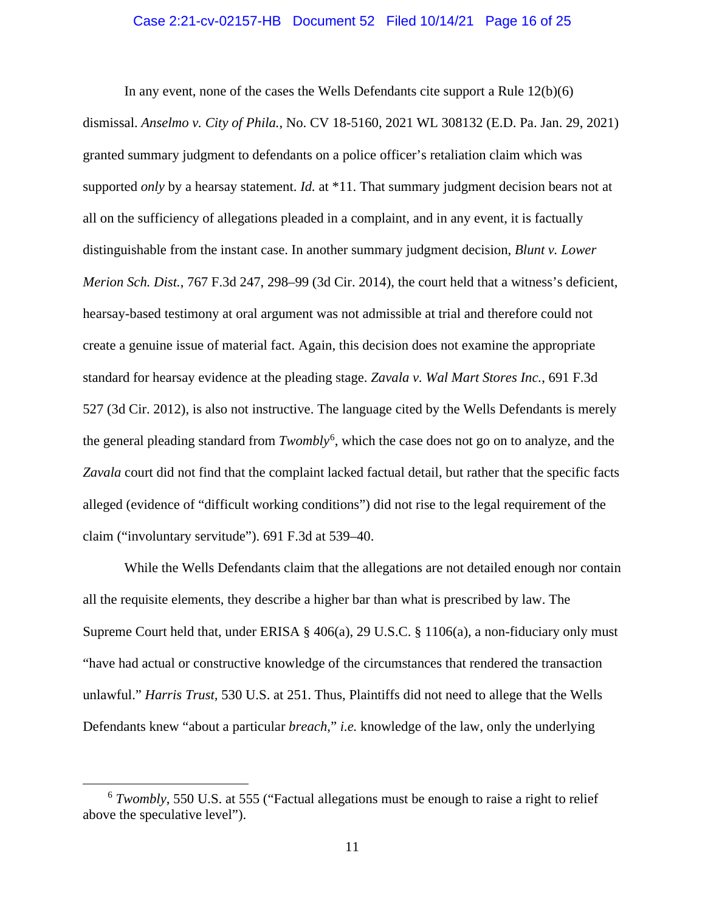In any event, none of the cases the Wells Defendants cite support a Rule 12(b)(6) dismissal. *Anselmo v. City of Phila.*, No. CV 18-5160, 2021 WL 308132 (E.D. Pa. Jan. 29, 2021) granted summary judgment to defendants on a police officer's retaliation claim which was supported *only* by a hearsay statement. *Id.* at *11. That summary judgment decision bears not at all on the sufficiency of allegations pleaded in a complaint, and in any event, it is factually distinguishable from the instant case. In another summary judgment decision, *Blunt v. Lower Merion Sch. Dist.*, 767 F.3d 247, 298–99 (3d Cir. 2014), the court held that a witness's deficient, hearsay-based testimony at oral argument was not admissible at trial and therefore could not create a genuine issue of material fact. Again, this decision does not examine the appropriate standard for hearsay evidence at the pleading stage. *Zavala v. Wal Mart Stores Inc.*, 691 F.3d 527 (3d Cir. 2012), is also not instructive. The language cited by the Wells Defendants is merely the general pleading standard from *Twombly*[6], which the case does not go on to analyze, and the *Zavala* court did not find that the complaint lacked factual detail, but rather that the specific facts alleged (evidence of "difficult working conditions") did not rise to the legal requirement of the claim ("involuntary servitude"). 691 F.3d at 539–40.

While the Wells Defendants claim that the allegations are not detailed enough nor contain all the requisite elements, they describe a higher bar than what is prescribed by law. The Supreme Court held that, under ERISA § 406(a), 29 U.S.C. § 1106(a), a non-fiduciary only must "have had actual or constructive knowledge of the circumstances that rendered the transaction unlawful." *Harris Trust*, 530 U.S. at 251. Thus, Plaintiffs did not need to allege that the Wells Defendants knew "about a particular *breach*," *i.e.* knowledge of the law, only the underlying

---

[6] *Twombly*, 550 U.S. at 555 ("Factual allegations must be enough to raise a right to relief above the speculative level").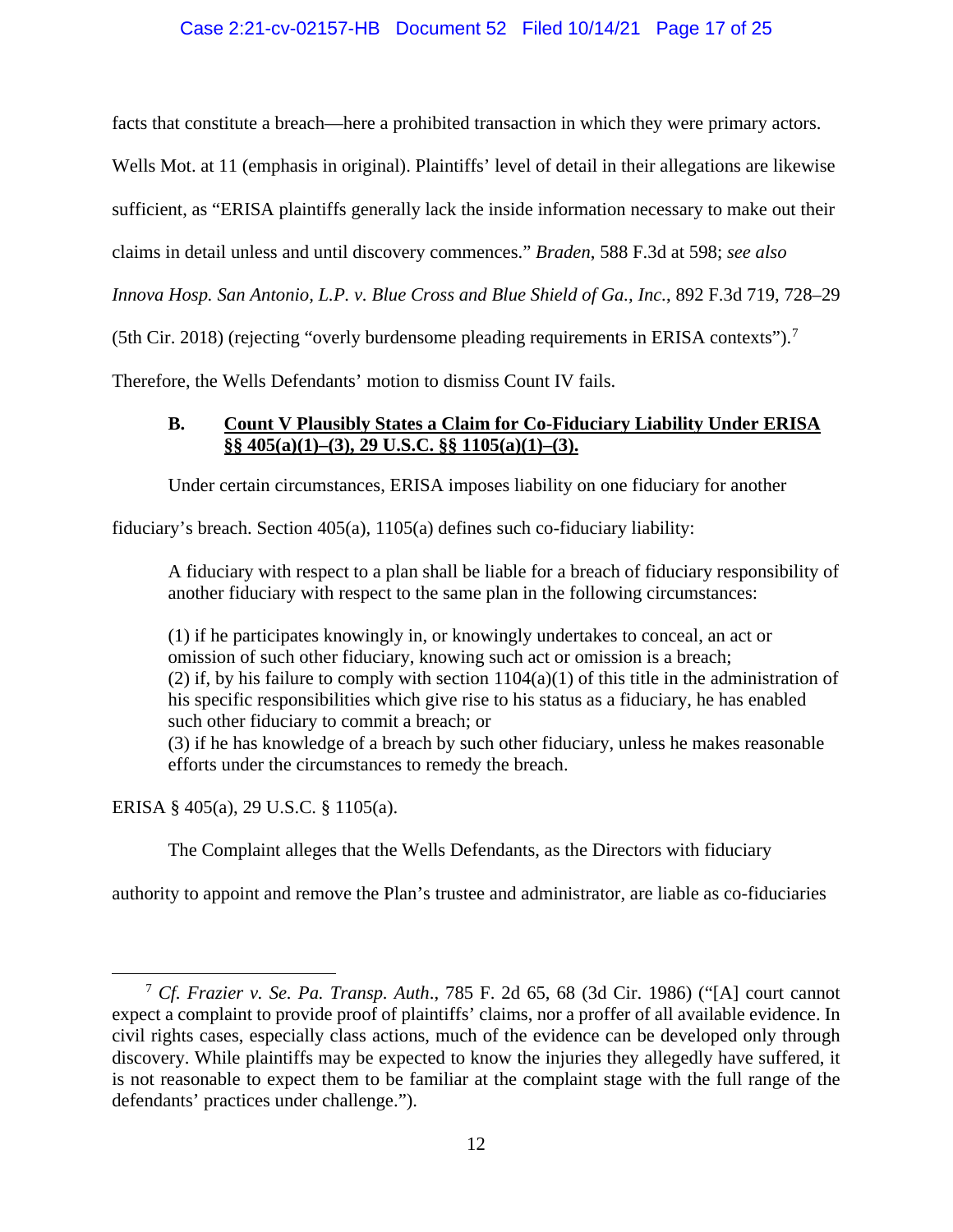facts that constitute a breach—here a prohibited transaction in which they were primary actors. Wells Mot. at 11 (emphasis in original). Plaintiffs' level of detail in their allegations are likewise sufficient, as "ERISA plaintiffs generally lack the inside information necessary to make out their claims in detail unless and until discovery commences." *Braden*, 588 F.3d at 598; *see also Innova Hosp. San Antonio, L.P. v. Blue Cross and Blue Shield of Ga., Inc.*, 892 F.3d 719, 728–29 (5th Cir. 2018) (rejecting "overly burdensome pleading requirements in ERISA contexts").[7] Therefore, the Wells Defendants' motion to dismiss Count IV fails.

### B. Count V Plausibly States a Claim for Co-Fiduciary Liability Under ERISA §§ 405(a)(1)–(3), 29 U.S.C. §§ 1105(a)(1)–(3).

Under certain circumstances, ERISA imposes liability on one fiduciary for another fiduciary's breach. Section 405(a), 1105(a) defines such co-fiduciary liability:

> A fiduciary with respect to a plan shall be liable for a breach of fiduciary responsibility of another fiduciary with respect to the same plan in the following circumstances:
>
> (1) if he participates knowingly in, or knowingly undertakes to conceal, an act or omission of such other fiduciary, knowing such act or omission is a breach;
> (2) if, by his failure to comply with section 1104(a)(1) of this title in the administration of his specific responsibilities which give rise to his status as a fiduciary, he has enabled such other fiduciary to commit a breach; or
> (3) if he has knowledge of a breach by such other fiduciary, unless he makes reasonable efforts under the circumstances to remedy the breach.

ERISA § 405(a), 29 U.S.C. § 1105(a).

The Complaint alleges that the Wells Defendants, as the Directors with fiduciary authority to appoint and remove the Plan's trustee and administrator, are liable as co-fiduciaries

---

[7] *Cf. Frazier v. Se. Pa. Transp. Auth.*, 785 F. 2d 65, 68 (3d Cir. 1986) ("[A] court cannot expect a complaint to provide proof of plaintiffs' claims, nor a proffer of all available evidence. In civil rights cases, especially class actions, much of the evidence can be developed only through discovery. While plaintiffs may be expected to know the injuries they allegedly have suffered, it is not reasonable to expect them to be familiar at the complaint stage with the full range of the defendants' practices under challenge.").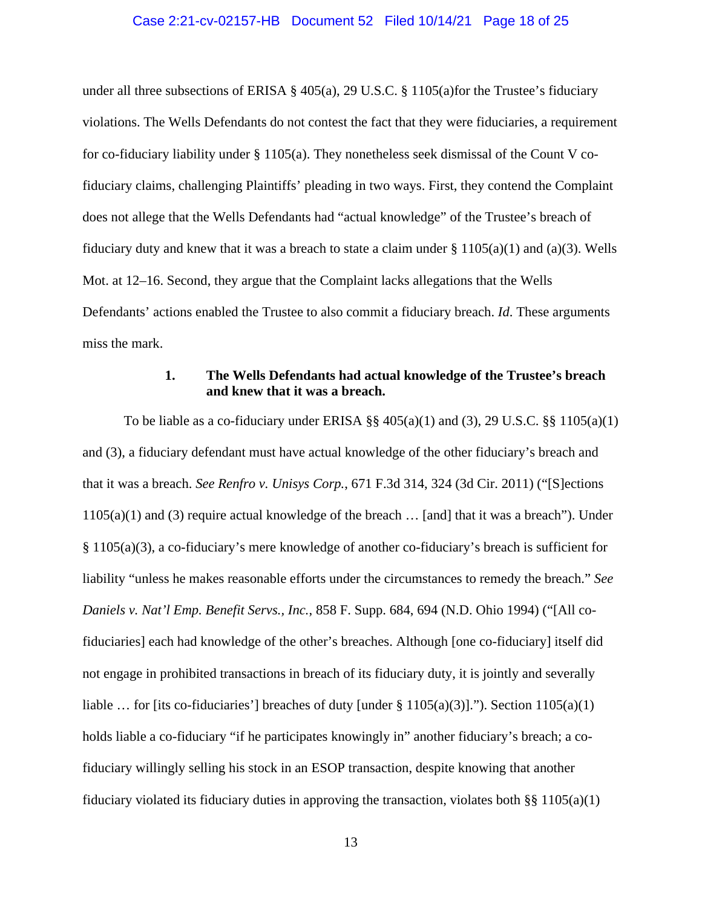under all three subsections of ERISA § 405(a), 29 U.S.C. § 1105(a)for the Trustee's fiduciary violations. The Wells Defendants do not contest the fact that they were fiduciaries, a requirement for co-fiduciary liability under § 1105(a). They nonetheless seek dismissal of the Count V co-fiduciary claims, challenging Plaintiffs' pleading in two ways. First, they contend the Complaint does not allege that the Wells Defendants had "actual knowledge" of the Trustee's breach of fiduciary duty and knew that it was a breach to state a claim under § 1105(a)(1) and (a)(3). Wells Mot. at 12–16. Second, they argue that the Complaint lacks allegations that the Wells Defendants' actions enabled the Trustee to also commit a fiduciary breach. *Id*. These arguments miss the mark.

### 1. The Wells Defendants had actual knowledge of the Trustee's breach and knew that it was a breach.

To be liable as a co-fiduciary under ERISA §§ 405(a)(1) and (3), 29 U.S.C. §§ 1105(a)(1) and (3), a fiduciary defendant must have actual knowledge of the other fiduciary's breach and that it was a breach. *See Renfro v. Unisys Corp.*, 671 F.3d 314, 324 (3d Cir. 2011) ("[S]ections 1105(a)(1) and (3) require actual knowledge of the breach … [and] that it was a breach"). Under § 1105(a)(3), a co-fiduciary's mere knowledge of another co-fiduciary's breach is sufficient for liability "unless he makes reasonable efforts under the circumstances to remedy the breach." *See Daniels v. Nat'l Emp. Benefit Servs., Inc.*, 858 F. Supp. 684, 694 (N.D. Ohio 1994) ("[All co-fiduciaries] each had knowledge of the other's breaches. Although [one co-fiduciary] itself did not engage in prohibited transactions in breach of its fiduciary duty, it is jointly and severally liable … for [its co-fiduciaries'] breaches of duty [under § 1105(a)(3)]."). Section 1105(a)(1) holds liable a co-fiduciary "if he participates knowingly in" another fiduciary's breach; a co-fiduciary willingly selling his stock in an ESOP transaction, despite knowing that another fiduciary violated its fiduciary duties in approving the transaction, violates both §§ 1105(a)(1)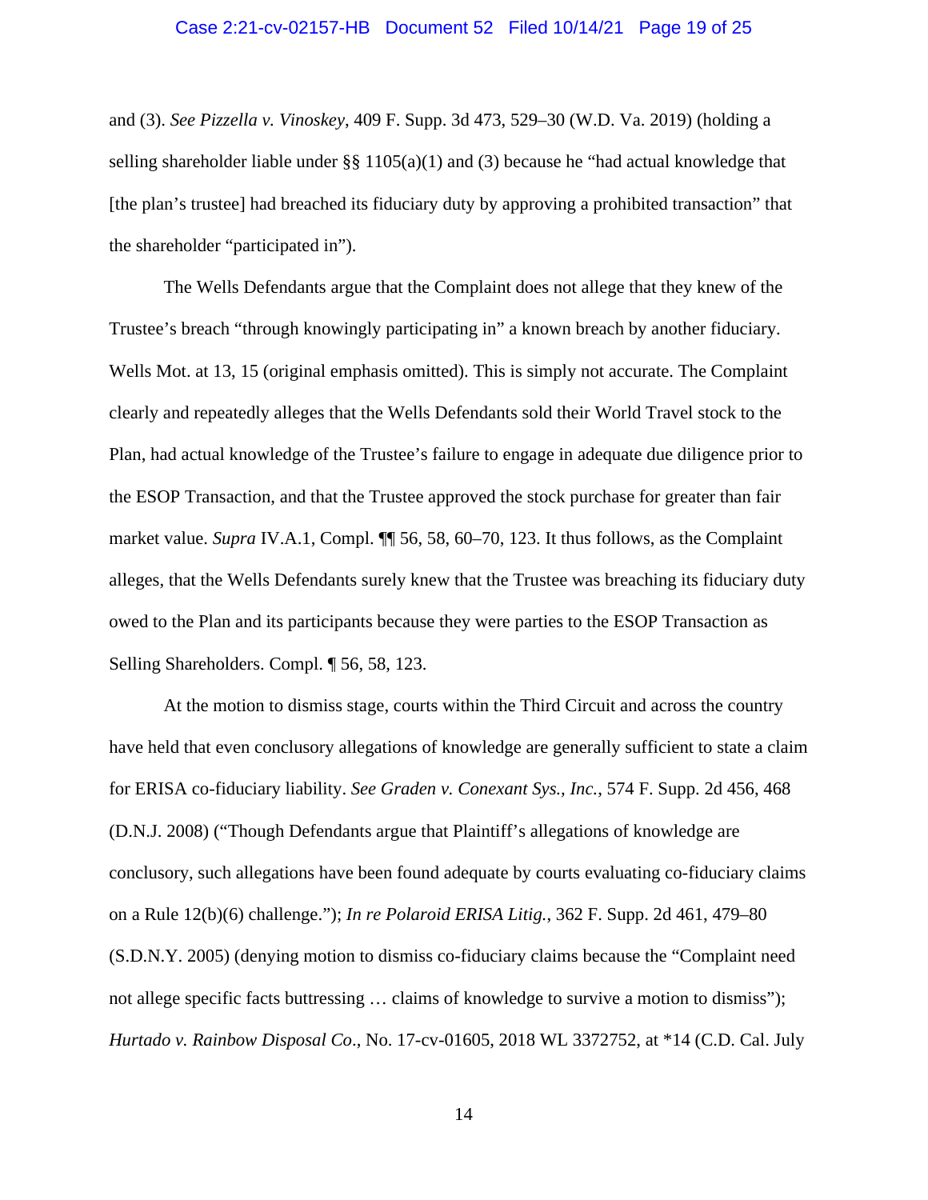and (3). *See Pizzella v. Vinoskey*, 409 F. Supp. 3d 473, 529–30 (W.D. Va. 2019) (holding a selling shareholder liable under §§ 1105(a)(1) and (3) because he "had actual knowledge that [the plan's trustee] had breached its fiduciary duty by approving a prohibited transaction" that the shareholder "participated in").

The Wells Defendants argue that the Complaint does not allege that they knew of the Trustee's breach "through knowingly participating in" a known breach by another fiduciary. Wells Mot. at 13, 15 (original emphasis omitted). This is simply not accurate. The Complaint clearly and repeatedly alleges that the Wells Defendants sold their World Travel stock to the Plan, had actual knowledge of the Trustee's failure to engage in adequate due diligence prior to the ESOP Transaction, and that the Trustee approved the stock purchase for greater than fair market value. *Supra* IV.A.1, Compl. ¶¶ 56, 58, 60–70, 123. It thus follows, as the Complaint alleges, that the Wells Defendants surely knew that the Trustee was breaching its fiduciary duty owed to the Plan and its participants because they were parties to the ESOP Transaction as Selling Shareholders. Compl. ¶ 56, 58, 123.

At the motion to dismiss stage, courts within the Third Circuit and across the country have held that even conclusory allegations of knowledge are generally sufficient to state a claim for ERISA co-fiduciary liability. *See Graden v. Conexant Sys., Inc.*, 574 F. Supp. 2d 456, 468 (D.N.J. 2008) ("Though Defendants argue that Plaintiff's allegations of knowledge are conclusory, such allegations have been found adequate by courts evaluating co-fiduciary claims on a Rule 12(b)(6) challenge."); *In re Polaroid ERISA Litig.*, 362 F. Supp. 2d 461, 479–80 (S.D.N.Y. 2005) (denying motion to dismiss co-fiduciary claims because the "Complaint need not allege specific facts buttressing … claims of knowledge to survive a motion to dismiss"); *Hurtado v. Rainbow Disposal Co*., No. 17-cv-01605, 2018 WL 3372752, at *14 (C.D. Cal. July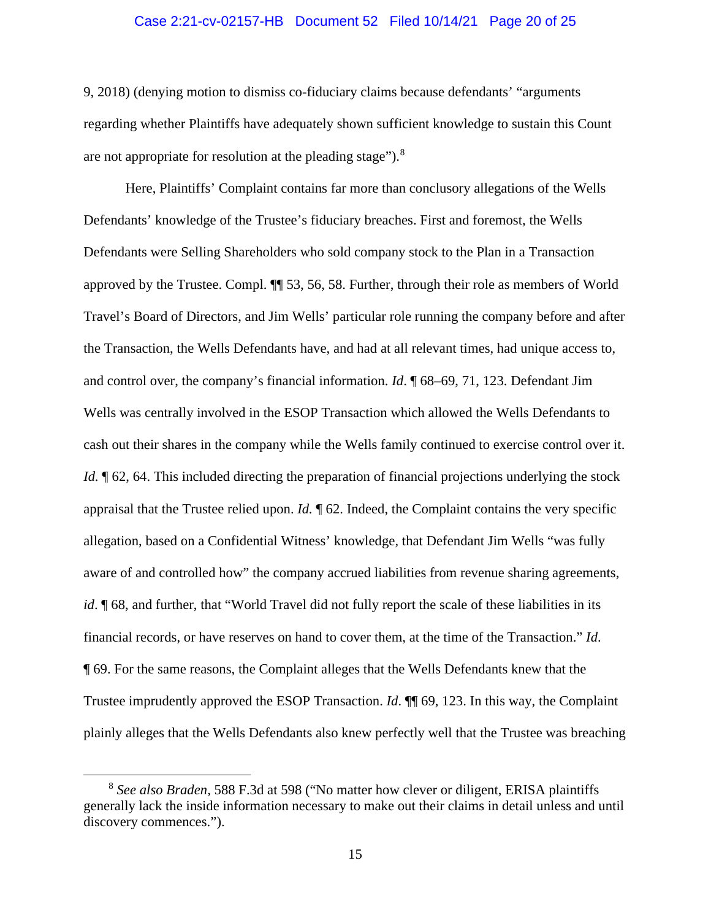9, 2018) (denying motion to dismiss co-fiduciary claims because defendants' "arguments regarding whether Plaintiffs have adequately shown sufficient knowledge to sustain this Count are not appropriate for resolution at the pleading stage").[8]

Here, Plaintiffs' Complaint contains far more than conclusory allegations of the Wells Defendants' knowledge of the Trustee's fiduciary breaches. First and foremost, the Wells Defendants were Selling Shareholders who sold company stock to the Plan in a Transaction approved by the Trustee. Compl. ¶¶ 53, 56, 58. Further, through their role as members of World Travel's Board of Directors, and Jim Wells' particular role running the company before and after the Transaction, the Wells Defendants have, and had at all relevant times, had unique access to, and control over, the company's financial information. *Id*. ¶ 68–69, 71, 123. Defendant Jim Wells was centrally involved in the ESOP Transaction which allowed the Wells Defendants to cash out their shares in the company while the Wells family continued to exercise control over it. *Id.* ¶ 62, 64. This included directing the preparation of financial projections underlying the stock appraisal that the Trustee relied upon. *Id.* ¶ 62. Indeed, the Complaint contains the very specific allegation, based on a Confidential Witness' knowledge, that Defendant Jim Wells "was fully aware of and controlled how" the company accrued liabilities from revenue sharing agreements, *id*. ¶ 68, and further, that "World Travel did not fully report the scale of these liabilities in its financial records, or have reserves on hand to cover them, at the time of the Transaction." *Id*. ¶ 69. For the same reasons, the Complaint alleges that the Wells Defendants knew that the Trustee imprudently approved the ESOP Transaction. *Id*. ¶¶ 69, 123. In this way, the Complaint plainly alleges that the Wells Defendants also knew perfectly well that the Trustee was breaching

[8] *See also Braden*, 588 F.3d at 598 ("No matter how clever or diligent, ERISA plaintiffs generally lack the inside information necessary to make out their claims in detail unless and until discovery commences.").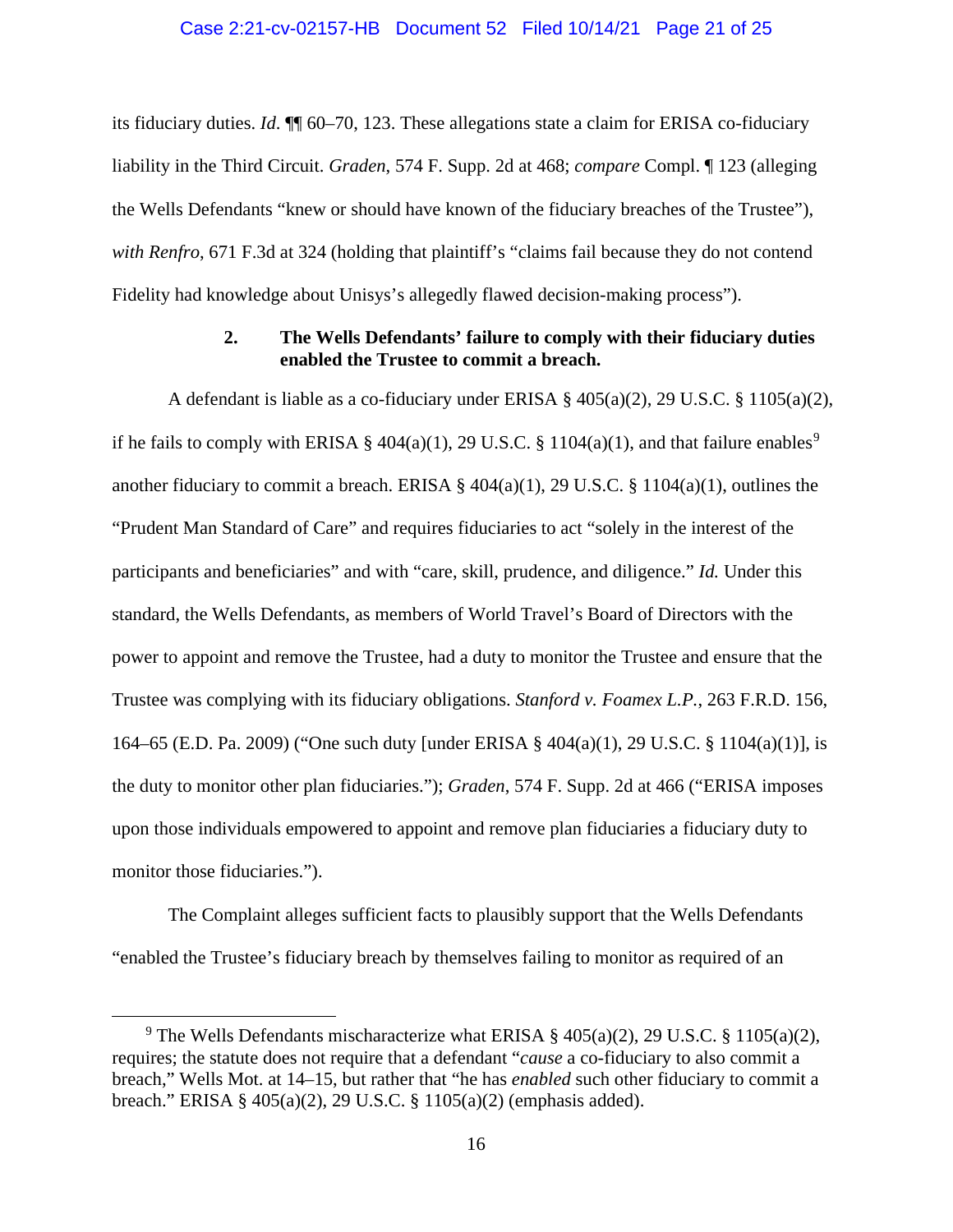its fiduciary duties. *Id.* ¶¶ 60–70, 123. These allegations state a claim for ERISA co-fiduciary liability in the Third Circuit. *Graden*, 574 F. Supp. 2d at 468; *compare* Compl. ¶ 123 (alleging the Wells Defendants "knew or should have known of the fiduciary breaches of the Trustee"), *with Renfro*, 671 F.3d at 324 (holding that plaintiff's "claims fail because they do not contend Fidelity had knowledge about Unisys's allegedly flawed decision-making process").

### 2. The Wells Defendants' failure to comply with their fiduciary duties enabled the Trustee to commit a breach.

A defendant is liable as a co-fiduciary under ERISA § 405(a)(2), 29 U.S.C. § 1105(a)(2), if he fails to comply with ERISA § 404(a)(1), 29 U.S.C. § 1104(a)(1), and that failure enables[9] another fiduciary to commit a breach. ERISA § 404(a)(1), 29 U.S.C. § 1104(a)(1), outlines the "Prudent Man Standard of Care" and requires fiduciaries to act "solely in the interest of the participants and beneficiaries" and with "care, skill, prudence, and diligence." *Id.* Under this standard, the Wells Defendants, as members of World Travel's Board of Directors with the power to appoint and remove the Trustee, had a duty to monitor the Trustee and ensure that the Trustee was complying with its fiduciary obligations. *Stanford v. Foamex L.P.*, 263 F.R.D. 156, 164–65 (E.D. Pa. 2009) ("One such duty [under ERISA § 404(a)(1), 29 U.S.C. § 1104(a)(1)], is the duty to monitor other plan fiduciaries."); *Graden*, 574 F. Supp. 2d at 466 ("ERISA imposes upon those individuals empowered to appoint and remove plan fiduciaries a fiduciary duty to monitor those fiduciaries.").

The Complaint alleges sufficient facts to plausibly support that the Wells Defendants "enabled the Trustee's fiduciary breach by themselves failing to monitor as required of an

---

[9] The Wells Defendants mischaracterize what ERISA § 405(a)(2), 29 U.S.C. § 1105(a)(2), requires; the statute does not require that a defendant "*cause* a co-fiduciary to also commit a breach," Wells Mot. at 14–15, but rather that "he has *enabled* such other fiduciary to commit a breach." ERISA § 405(a)(2), 29 U.S.C. § 1105(a)(2) (emphasis added).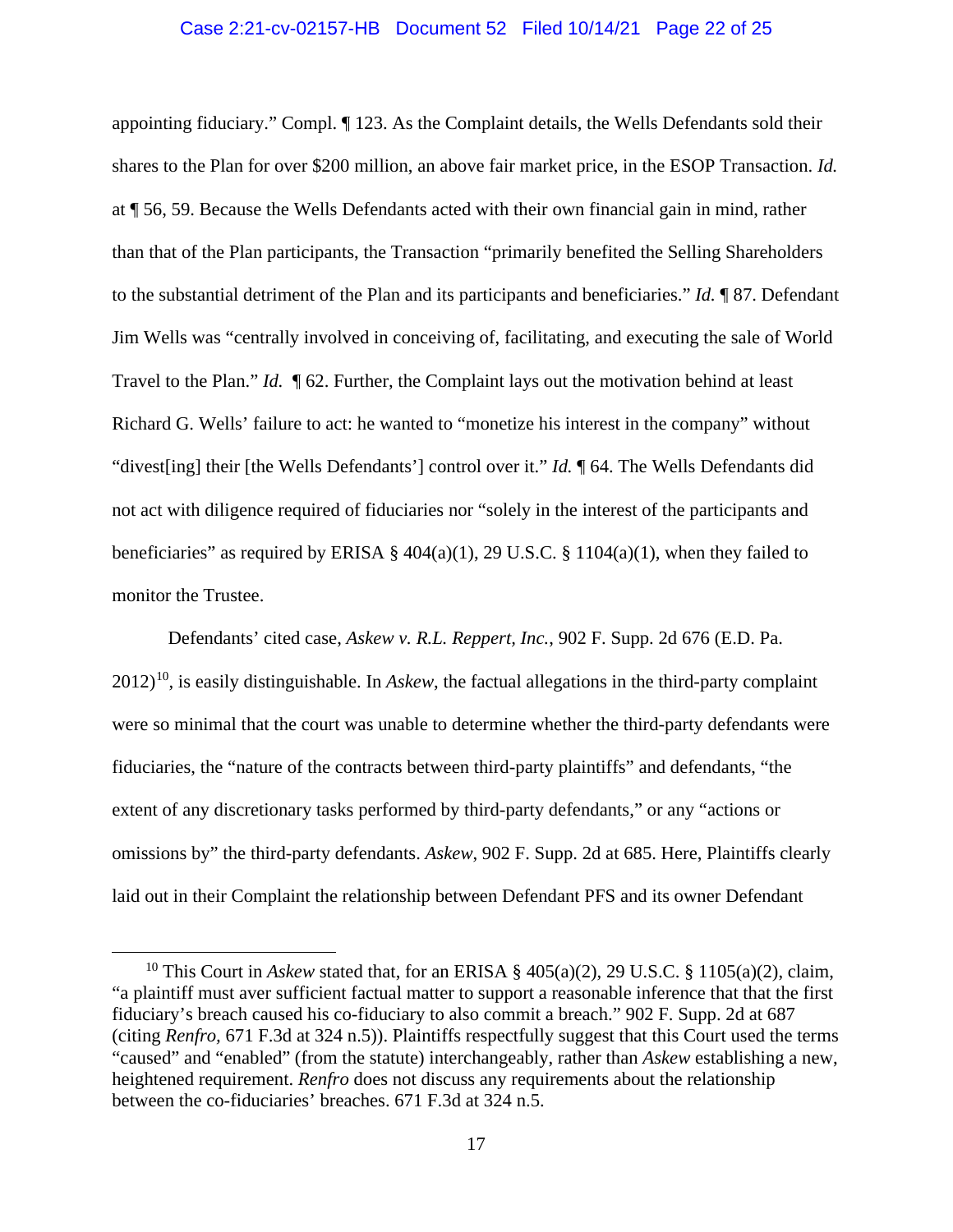appointing fiduciary." Compl. ¶ 123. As the Complaint details, the Wells Defendants sold their shares to the Plan for over $200 million, an above fair market price, in the ESOP Transaction. *Id.* at ¶ 56, 59. Because the Wells Defendants acted with their own financial gain in mind, rather than that of the Plan participants, the Transaction "primarily benefited the Selling Shareholders to the substantial detriment of the Plan and its participants and beneficiaries." *Id.* ¶ 87. Defendant Jim Wells was "centrally involved in conceiving of, facilitating, and executing the sale of World Travel to the Plan." *Id.* ¶ 62. Further, the Complaint lays out the motivation behind at least Richard G. Wells' failure to act: he wanted to "monetize his interest in the company" without "divest[ing] their [the Wells Defendants'] control over it." *Id.* ¶ 64. The Wells Defendants did not act with diligence required of fiduciaries nor "solely in the interest of the participants and beneficiaries" as required by ERISA § 404(a)(1), 29 U.S.C. § 1104(a)(1), when they failed to monitor the Trustee.

Defendants' cited case, *Askew v. R.L. Reppert, Inc.*, 902 F. Supp. 2d 676 (E.D. Pa. 2012)[10], is easily distinguishable. In *Askew*, the factual allegations in the third-party complaint were so minimal that the court was unable to determine whether the third-party defendants were fiduciaries, the "nature of the contracts between third-party plaintiffs" and defendants, "the extent of any discretionary tasks performed by third-party defendants," or any "actions or omissions by" the third-party defendants. *Askew*, 902 F. Supp. 2d at 685. Here, Plaintiffs clearly laid out in their Complaint the relationship between Defendant PFS and its owner Defendant

---

[10] This Court in *Askew* stated that, for an ERISA § 405(a)(2), 29 U.S.C. § 1105(a)(2), claim, "a plaintiff must aver sufficient factual matter to support a reasonable inference that that the first fiduciary's breach caused his co-fiduciary to also commit a breach." 902 F. Supp. 2d at 687 (citing *Renfro*, 671 F.3d at 324 n.5)). Plaintiffs respectfully suggest that this Court used the terms "caused" and "enabled" (from the statute) interchangeably, rather than *Askew* establishing a new, heightened requirement. *Renfro* does not discuss any requirements about the relationship between the co-fiduciaries' breaches. 671 F.3d at 324 n.5.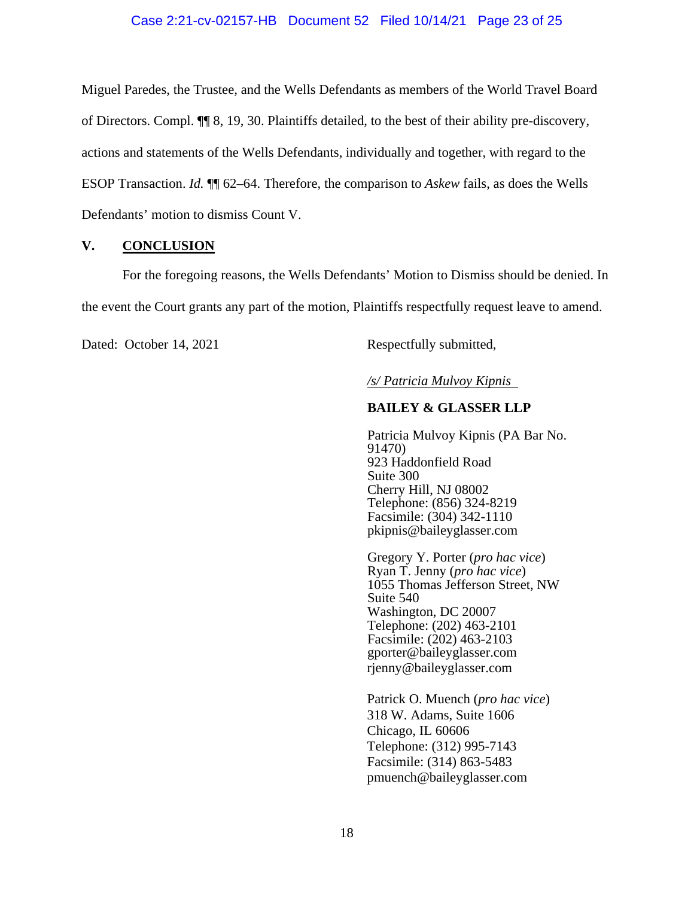Miguel Paredes, the Trustee, and the Wells Defendants as members of the World Travel Board of Directors. Compl. ¶¶ 8, 19, 30. Plaintiffs detailed, to the best of their ability pre-discovery, actions and statements of the Wells Defendants, individually and together, with regard to the ESOP Transaction. *Id.* ¶¶ 62–64. Therefore, the comparison to *Askew* fails, as does the Wells Defendants' motion to dismiss Count V.

## V. CONCLUSION

For the foregoing reasons, the Wells Defendants' Motion to Dismiss should be denied. In the event the Court grants any part of the motion, Plaintiffs respectfully request leave to amend.

Dated: October 14, 2021

Respectfully submitted,

*/s/ Patricia Mulvoy Kipnis*

**BAILEY & GLASSER LLP**

Patricia Mulvoy Kipnis (PA Bar No. 91470)
923 Haddonfield Road
Suite 300
Cherry Hill, NJ 08002
Telephone: (856) 324-8219
Facsimile: (304) 342-1110
pkipnis@baileyglasser.com

Gregory Y. Porter (*pro hac vice*)
Ryan T. Jenny (*pro hac vice*)
1055 Thomas Jefferson Street, NW
Suite 540
Washington, DC 20007
Telephone: (202) 463-2101
Facsimile: (202) 463-2103
gporter@baileyglasser.com
rjenny@baileyglasser.com

Patrick O. Muench (*pro hac vice*)
318 W. Adams, Suite 1606
Chicago, IL 60606
Telephone: (312) 995-7143
Facsimile: (314) 863-5483
pmuench@baileyglasser.com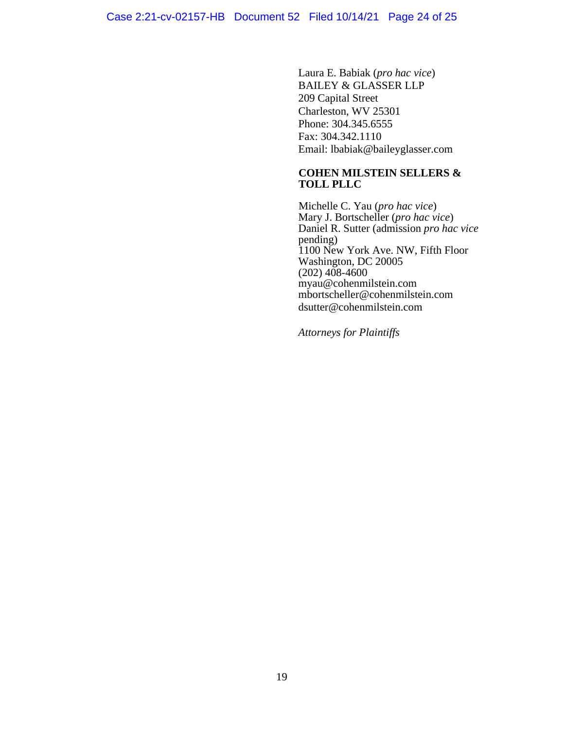Laura E. Babiak (*pro hac vice*)
BAILEY & GLASSER LLP
209 Capital Street
Charleston, WV 25301
Phone: 304.345.6555
Fax: 304.342.1110
Email: lbabiak@baileyglasser.com

**COHEN MILSTEIN SELLERS & TOLL PLLC**

Michelle C. Yau (*pro hac vice*)
Mary J. Bortscheller (*pro hac vice*)
Daniel R. Sutter (admission *pro hac vice* pending)
1100 New York Ave. NW, Fifth Floor
Washington, DC 20005
(202) 408-4600
myau@cohenmilstein.com
mbortscheller@cohenmilstein.com
dsutter@cohenmilstein.com

*Attorneys for Plaintiffs*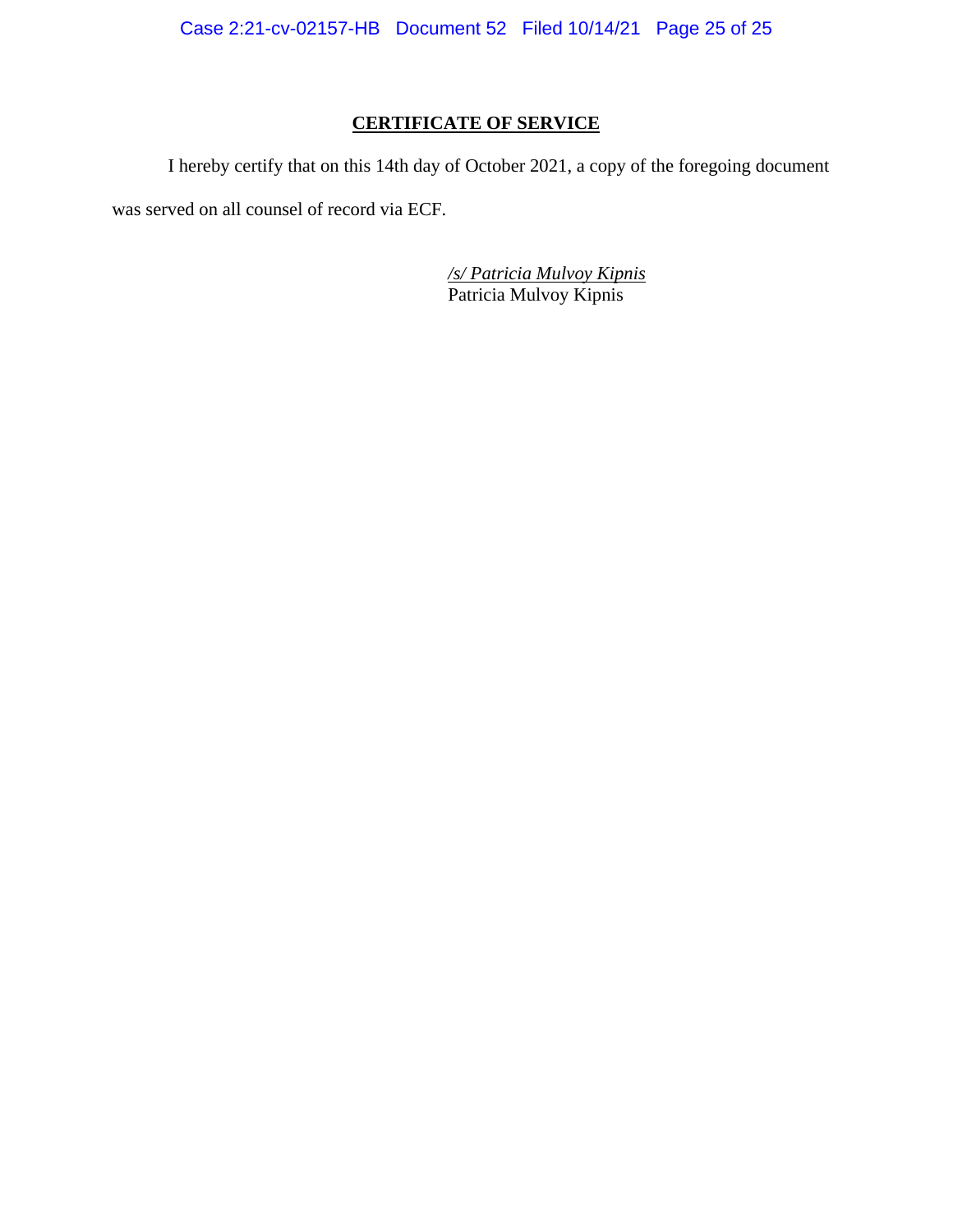## CERTIFICATE OF SERVICE

I hereby certify that on this 14th day of October 2021, a copy of the foregoing document was served on all counsel of record via ECF.

*/s/ Patricia Mulvoy Kipnis*
Patricia Mulvoy Kipnis